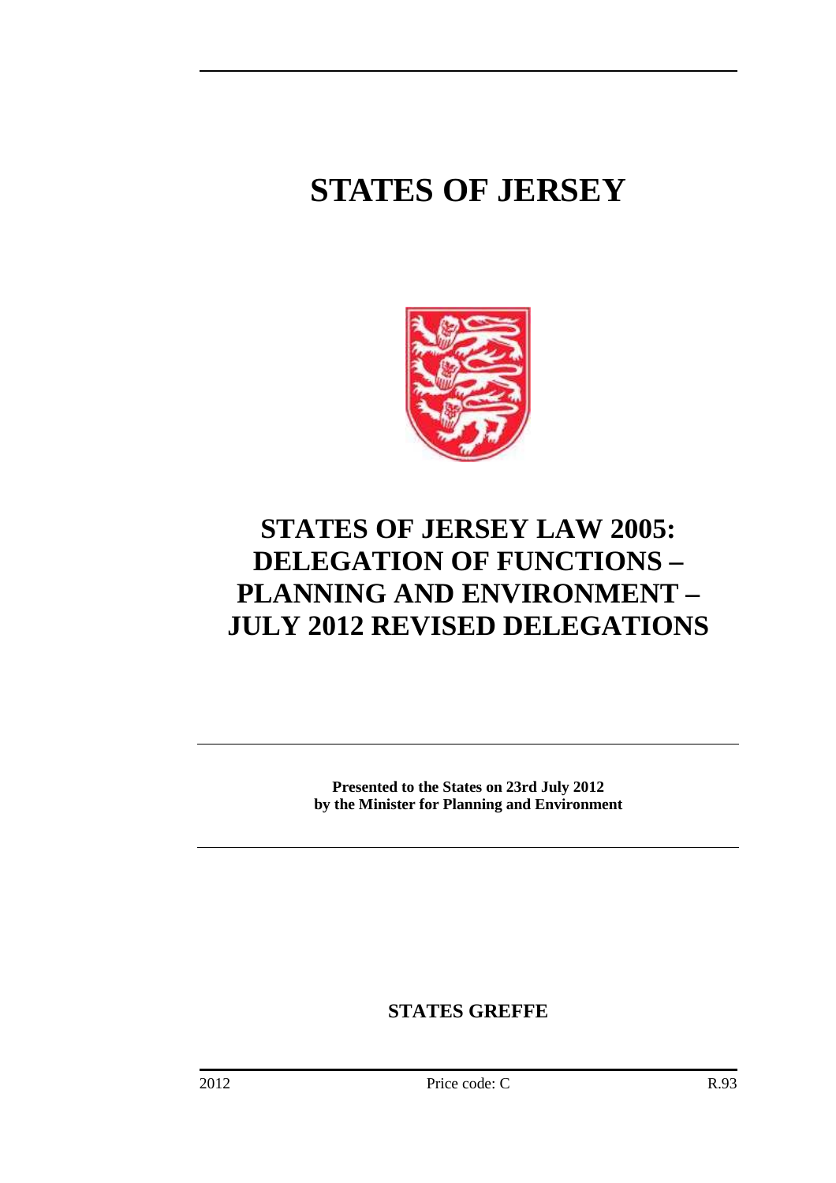# STATES OF JERSEY

## STATES OF JERSEY LAW 2005: DELEGATION OF FUNCTIONS – PLANNING AND ENVIRONMENT – JULY 2012 REVISED DELEGATIONS

**Presented to the States on 23rd July 2012**
**by the Minister for Planning and Environment**

**STATES GREFFE**

2012 Price code: C R.93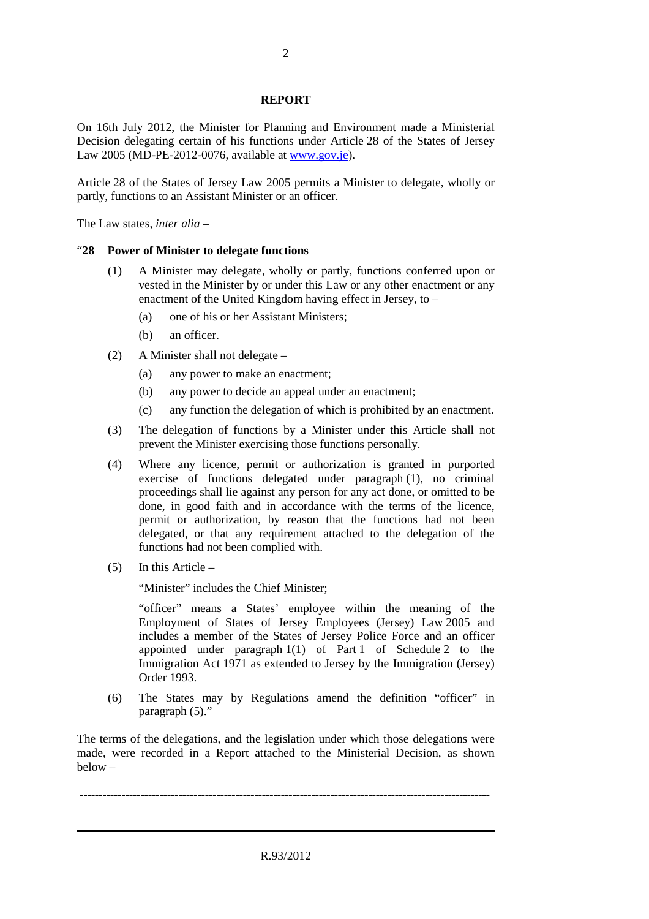## REPORT

On 16th July 2012, the Minister for Planning and Environment made a Ministerial Decision delegating certain of his functions under Article 28 of the States of Jersey Law 2005 (MD-PE-2012-0076, available at [www.gov.je](http://www.gov.je)).

Article 28 of the States of Jersey Law 2005 permits a Minister to delegate, wholly or partly, functions to an Assistant Minister or an officer.

The Law states, *inter alia* –

"**28 Power of Minister to delegate functions**

(1) A Minister may delegate, wholly or partly, functions conferred upon or vested in the Minister by or under this Law or any other enactment or any enactment of the United Kingdom having effect in Jersey, to –

  (a) one of his or her Assistant Ministers;

  (b) an officer.

(2) A Minister shall not delegate –

  (a) any power to make an enactment;

  (b) any power to decide an appeal under an enactment;

  (c) any function the delegation of which is prohibited by an enactment.

(3) The delegation of functions by a Minister under this Article shall not prevent the Minister exercising those functions personally.

(4) Where any licence, permit or authorization is granted in purported exercise of functions delegated under paragraph (1), no criminal proceedings shall lie against any person for any act done, or omitted to be done, in good faith and in accordance with the terms of the licence, permit or authorization, by reason that the functions had not been delegated, or that any requirement attached to the delegation of the functions had not been complied with.

(5) In this Article –

  "Minister" includes the Chief Minister;

  "officer" means a States' employee within the meaning of the Employment of States of Jersey Employees (Jersey) Law 2005 and includes a member of the States of Jersey Police Force and an officer appointed under paragraph 1(1) of Part 1 of Schedule 2 to the Immigration Act 1971 as extended to Jersey by the Immigration (Jersey) Order 1993.

(6) The States may by Regulations amend the definition "officer" in paragraph (5)."

The terms of the delegations, and the legislation under which those delegations were made, were recorded in a Report attached to the Ministerial Decision, as shown below –

---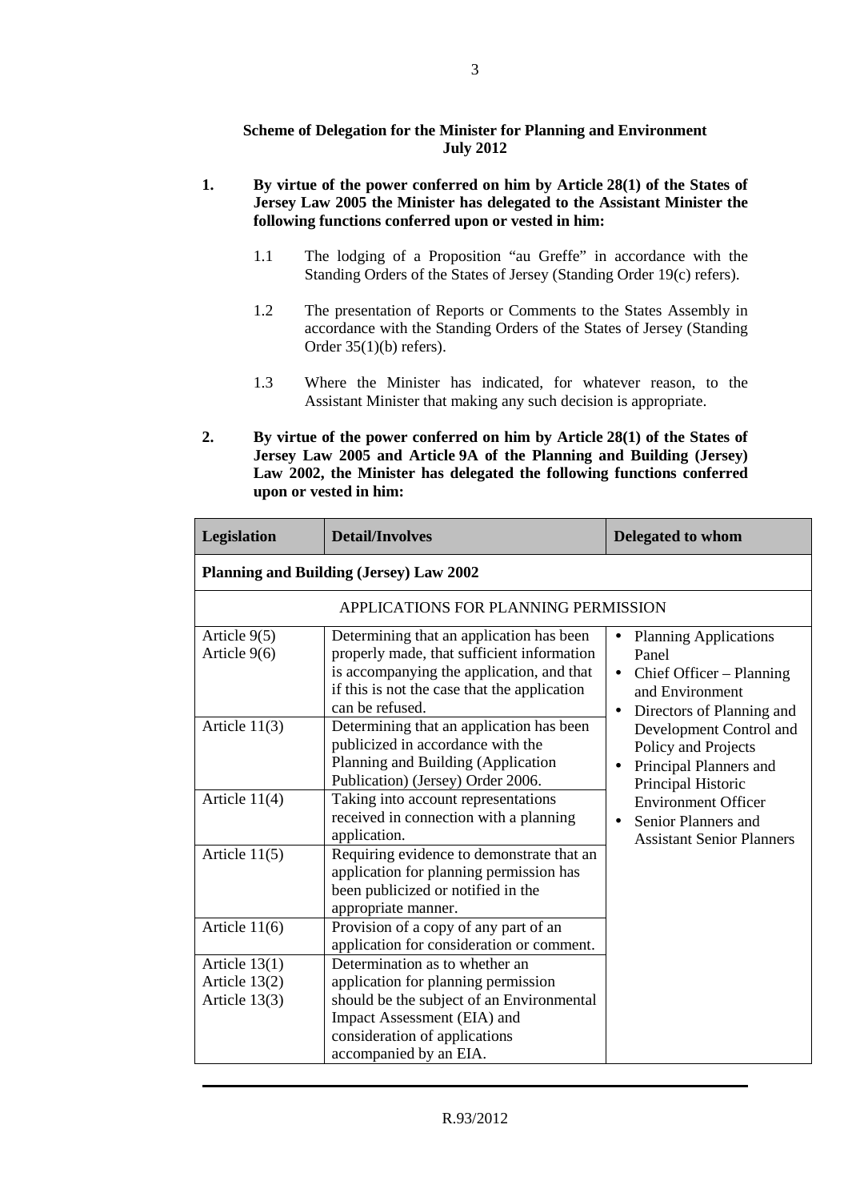**Scheme of Delegation for the Minister for Planning and Environment July 2012**

**1. By virtue of the power conferred on him by Article 28(1) of the States of Jersey Law 2005 the Minister has delegated to the Assistant Minister the following functions conferred upon or vested in him:**

1.1 The lodging of a Proposition "au Greffe" in accordance with the Standing Orders of the States of Jersey (Standing Order 19(c) refers).

1.2 The presentation of Reports or Comments to the States Assembly in accordance with the Standing Orders of the States of Jersey (Standing Order 35(1)(b) refers).

1.3 Where the Minister has indicated, for whatever reason, to the Assistant Minister that making any such decision is appropriate.

**2. By virtue of the power conferred on him by Article 28(1) of the States of Jersey Law 2005 and Article 9A of the Planning and Building (Jersey) Law 2002, the Minister has delegated the following functions conferred upon or vested in him:**

| Legislation | Detail/Involves | Delegated to whom |
|---|---|---|
| **Planning and Building (Jersey) Law 2002** | | |
| APPLICATIONS FOR PLANNING PERMISSION | | |
| Article 9(5)<br>Article 9(6) | Determining that an application has been properly made, that sufficient information is accompanying the application, and that if this is not the case that the application can be refused. | • Planning Applications Panel<br>• Chief Officer – Planning and Environment<br>• Directors of Planning and Development Control and Policy and Projects<br>• Principal Planners and Principal Historic Environment Officer<br>• Senior Planners and Assistant Senior Planners |
| Article 11(3) | Determining that an application has been publicized in accordance with the Planning and Building (Application Publication) (Jersey) Order 2006. | |
| Article 11(4) | Taking into account representations received in connection with a planning application. | |
| Article 11(5) | Requiring evidence to demonstrate that an application for planning permission has been publicized or notified in the appropriate manner. | |
| Article 11(6) | Provision of a copy of any part of an application for consideration or comment. | |
| Article 13(1)<br>Article 13(2)<br>Article 13(3) | Determination as to whether an application for planning permission should be the subject of an Environmental Impact Assessment (EIA) and consideration of applications accompanied by an EIA. | |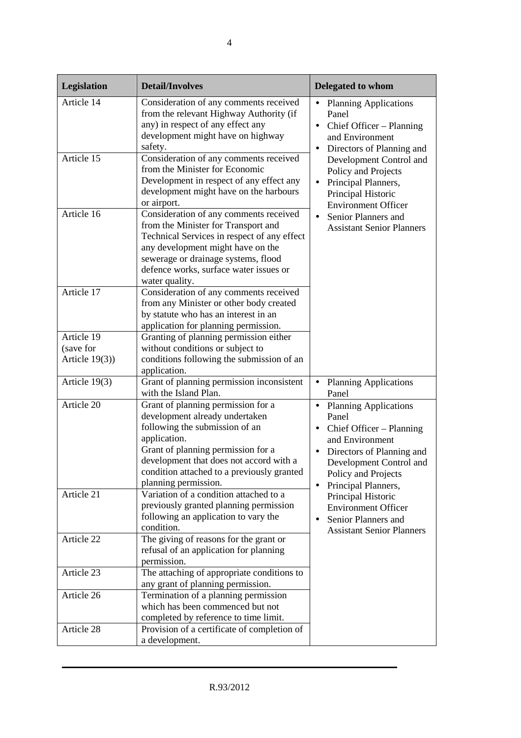| Legislation | Detail/Involves | Delegated to whom |
|---|---|---|
| Article 14 | Consideration of any comments received from the relevant Highway Authority (if any) in respect of any effect any development might have on highway safety. | • Planning Applications Panel<br>• Chief Officer – Planning and Environment<br>• Directors of Planning and Development Control and Policy and Projects<br>• Principal Planners, Principal Historic Environment Officer<br>• Senior Planners and Assistant Senior Planners |
| Article 15 | Consideration of any comments received from the Minister for Economic Development in respect of any effect any development might have on the harbours or airport. | |
| Article 16 | Consideration of any comments received from the Minister for Transport and Technical Services in respect of any effect any development might have on the sewerage or drainage systems, flood defence works, surface water issues or water quality. | |
| Article 17 | Consideration of any comments received from any Minister or other body created by statute who has an interest in an application for planning permission. | |
| Article 19 (save for Article 19(3)) | Granting of planning permission either without conditions or subject to conditions following the submission of an application. | |
| Article 19(3) | Grant of planning permission inconsistent with the Island Plan. | • Planning Applications Panel |
| Article 20 | Grant of planning permission for a development already undertaken following the submission of an application.<br>Grant of planning permission for a development that does not accord with a condition attached to a previously granted planning permission. | • Planning Applications Panel<br>• Chief Officer – Planning and Environment<br>• Directors of Planning and Development Control and Policy and Projects<br>• Principal Planners, Principal Historic Environment Officer<br>• Senior Planners and Assistant Senior Planners |
| Article 21 | Variation of a condition attached to a previously granted planning permission following an application to vary the condition. | |
| Article 22 | The giving of reasons for the grant or refusal of an application for planning permission. | |
| Article 23 | The attaching of appropriate conditions to any grant of planning permission. | |
| Article 26 | Termination of a planning permission which has been commenced but not completed by reference to time limit. | |
| Article 28 | Provision of a certificate of completion of a development. | |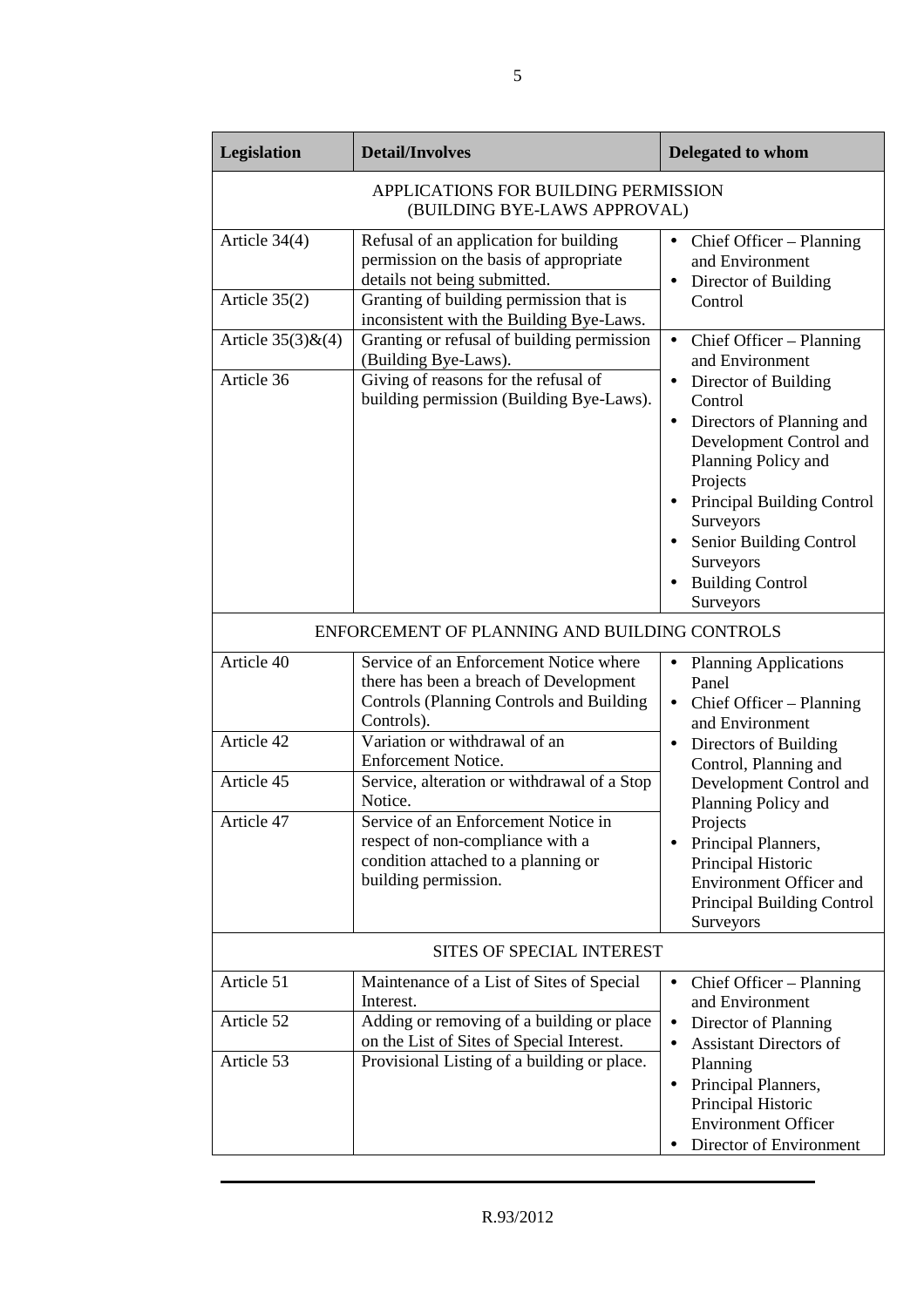| Legislation | Detail/Involves | Delegated to whom |
|---|---|---|
| APPLICATIONS FOR BUILDING PERMISSION (BUILDING BYE-LAWS APPROVAL) | | |
| Article 34(4) | Refusal of an application for building permission on the basis of appropriate details not being submitted. | • Chief Officer – Planning and Environment<br>• Director of Building Control |
| Article 35(2) | Granting of building permission that is inconsistent with the Building Bye-Laws. | |
| Article 35(3)&(4) | Granting or refusal of building permission (Building Bye-Laws). | • Chief Officer – Planning and Environment<br>• Director of Building Control<br>• Directors of Planning and Development Control and Planning Policy and Projects<br>• Principal Building Control Surveyors<br>• Senior Building Control Surveyors<br>• Building Control Surveyors |
| Article 36 | Giving of reasons for the refusal of building permission (Building Bye-Laws). | |
| ENFORCEMENT OF PLANNING AND BUILDING CONTROLS | | |
| Article 40 | Service of an Enforcement Notice where there has been a breach of Development Controls (Planning Controls and Building Controls). | • Planning Applications Panel<br>• Chief Officer – Planning and Environment<br>• Directors of Building Control, Planning and Development Control and Planning Policy and Projects<br>• Principal Planners, Principal Historic Environment Officer and Principal Building Control Surveyors |
| Article 42 | Variation or withdrawal of an Enforcement Notice. | |
| Article 45 | Service, alteration or withdrawal of a Stop Notice. | |
| Article 47 | Service of an Enforcement Notice in respect of non-compliance with a condition attached to a planning or building permission. | |
| SITES OF SPECIAL INTEREST | | |
| Article 51 | Maintenance of a List of Sites of Special Interest. | • Chief Officer – Planning and Environment<br>• Director of Planning<br>• Assistant Directors of Planning<br>• Principal Planners, Principal Historic Environment Officer<br>• Director of Environment |
| Article 52 | Adding or removing of a building or place on the List of Sites of Special Interest. | |
| Article 53 | Provisional Listing of a building or place. | |

R.93/2012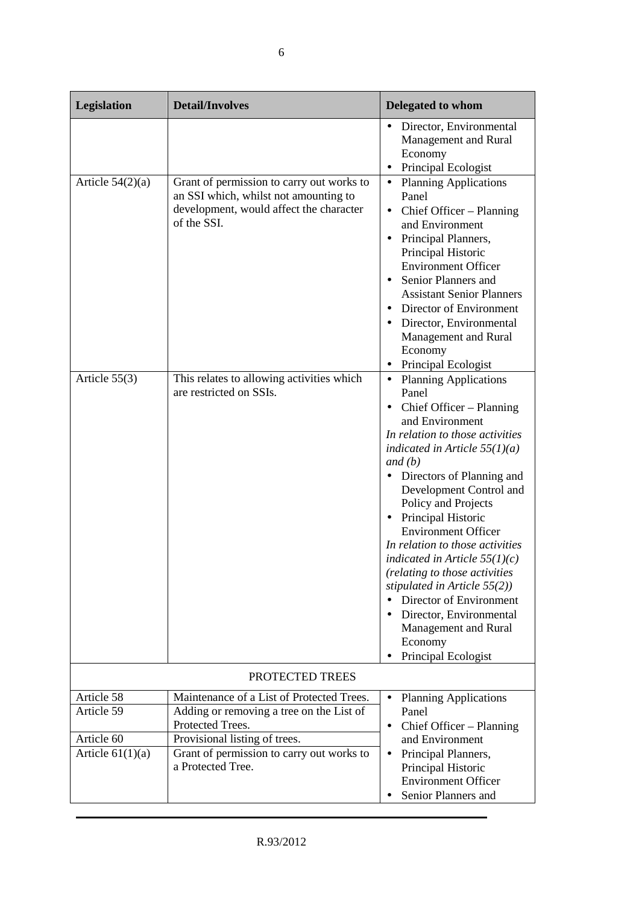| Legislation | Detail/Involves | Delegated to whom |
|---|---|---|
| | | • Director, Environmental Management and Rural Economy<br>• Principal Ecologist |
| Article 54(2)(a) | Grant of permission to carry out works to an SSI which, whilst not amounting to development, would affect the character of the SSI. | • Planning Applications Panel<br>• Chief Officer – Planning and Environment<br>• Principal Planners, Principal Historic Environment Officer<br>• Senior Planners and Assistant Senior Planners<br>• Director of Environment<br>• Director, Environmental Management and Rural Economy<br>• Principal Ecologist |
| Article 55(3) | This relates to allowing activities which are restricted on SSIs. | • Planning Applications Panel<br>• Chief Officer – Planning and Environment<br>*In relation to those activities indicated in Article 55(1)(a) and (b)*<br>• Directors of Planning and Development Control and Policy and Projects<br>• Principal Historic Environment Officer<br>*In relation to those activities indicated in Article 55(1)(c) (relating to those activities stipulated in Article 55(2))*<br>• Director of Environment<br>• Director, Environmental Management and Rural Economy<br>• Principal Ecologist |
| PROTECTED TREES | | |
| Article 58 | Maintenance of a List of Protected Trees. | • Planning Applications Panel<br>• Chief Officer – Planning and Environment<br>• Principal Planners, Principal Historic Environment Officer<br>• Senior Planners and |
| Article 59 | Adding or removing a tree on the List of Protected Trees. | |
| Article 60 | Provisional listing of trees. | |
| Article 61(1)(a) | Grant of permission to carry out works to a Protected Tree. | |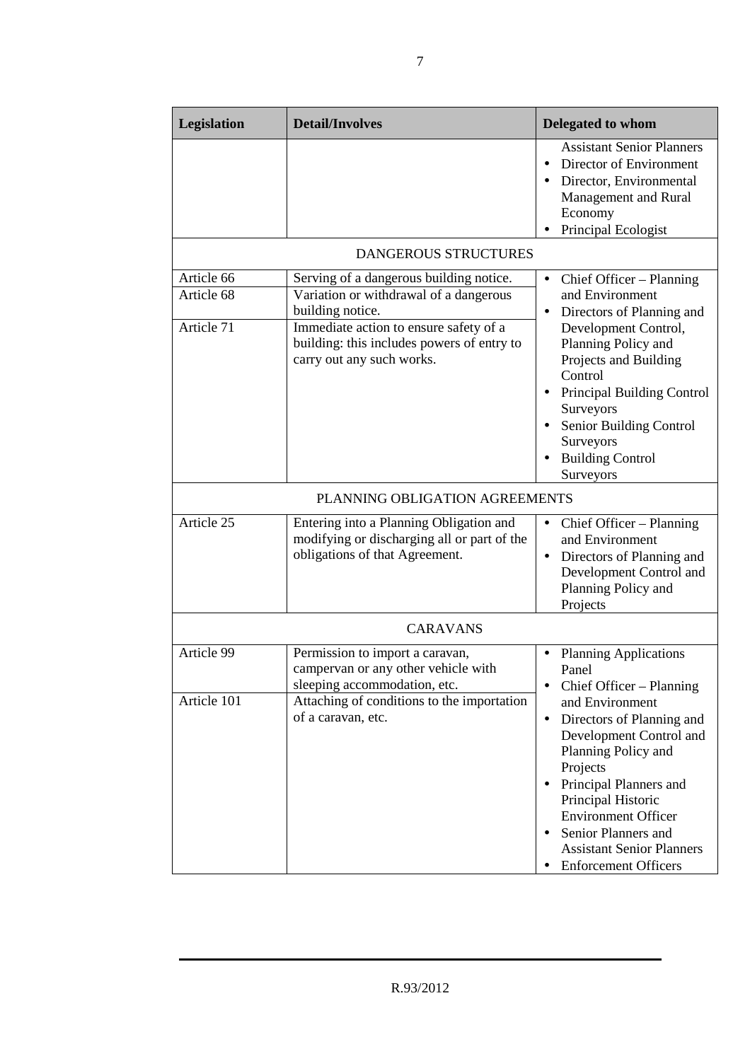| Legislation | Detail/Involves | Delegated to whom |
|---|---|---|
| | | Assistant Senior Planners<br>• Director of Environment<br>• Director, Environmental Management and Rural Economy<br>• Principal Ecologist |
| DANGEROUS STRUCTURES | | |
| Article 66 | Serving of a dangerous building notice. | • Chief Officer – Planning and Environment<br>• Directors of Planning and Development Control, Planning Policy and Projects and Building Control<br>• Principal Building Control Surveyors<br>• Senior Building Control Surveyors<br>• Building Control Surveyors |
| Article 68 | Variation or withdrawal of a dangerous building notice. | |
| Article 71 | Immediate action to ensure safety of a building: this includes powers of entry to carry out any such works. | |
| PLANNING OBLIGATION AGREEMENTS | | |
| Article 25 | Entering into a Planning Obligation and modifying or discharging all or part of the obligations of that Agreement. | • Chief Officer – Planning and Environment<br>• Directors of Planning and Development Control and Planning Policy and Projects |
| CARAVANS | | |
| Article 99 | Permission to import a caravan, campervan or any other vehicle with sleeping accommodation, etc. | • Planning Applications Panel<br>• Chief Officer – Planning and Environment<br>• Directors of Planning and Development Control and Planning Policy and Projects<br>• Principal Planners and Principal Historic Environment Officer<br>• Senior Planners and Assistant Senior Planners<br>• Enforcement Officers |
| Article 101 | Attaching of conditions to the importation of a caravan, etc. | |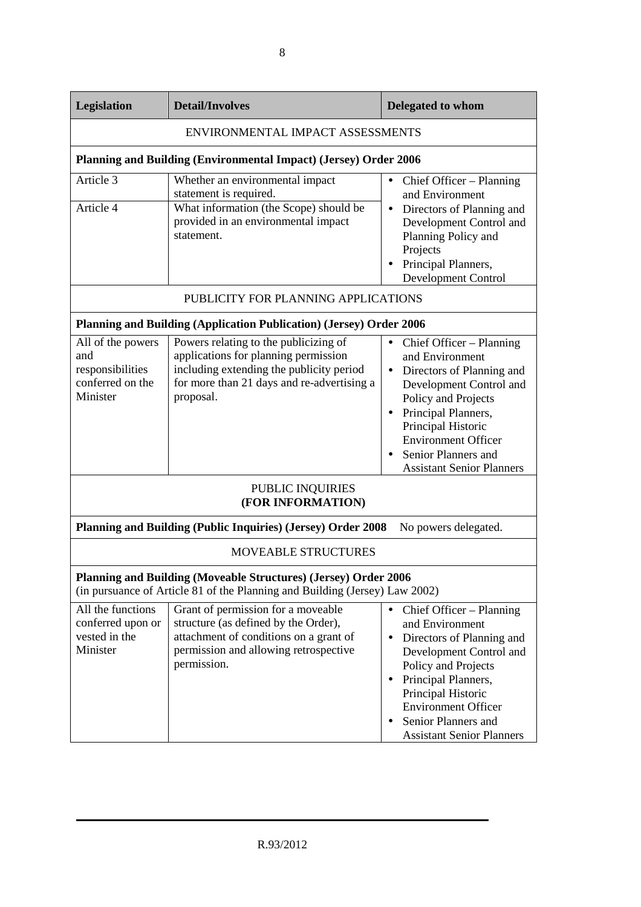| Legislation | Detail/Involves | Delegated to whom |
|---|---|---|
| ENVIRONMENTAL IMPACT ASSESSMENTS | | |
| **Planning and Building (Environmental Impact) (Jersey) Order 2006** | | |
| Article 3 | Whether an environmental impact statement is required. | • Chief Officer – Planning and Environment<br>• Directors of Planning and Development Control and Planning Policy and Projects<br>• Principal Planners, Development Control |
| Article 4 | What information (the Scope) should be provided in an environmental impact statement. | |
| PUBLICITY FOR PLANNING APPLICATIONS | | |
| **Planning and Building (Application Publication) (Jersey) Order 2006** | | |
| All of the powers and responsibilities conferred on the Minister | Powers relating to the publicizing of applications for planning permission including extending the publicity period for more than 21 days and re-advertising a proposal. | • Chief Officer – Planning and Environment<br>• Directors of Planning and Development Control and Policy and Projects<br>• Principal Planners, Principal Historic Environment Officer<br>• Senior Planners and Assistant Senior Planners |
| PUBLIC INQUIRIES **(FOR INFORMATION)** | | |
| **Planning and Building (Public Inquiries) (Jersey) Order 2008** | | No powers delegated. |
| MOVEABLE STRUCTURES | | |
| **Planning and Building (Moveable Structures) (Jersey) Order 2006** (in pursuance of Article 81 of the Planning and Building (Jersey) Law 2002) | | |
| All the functions conferred upon or vested in the Minister | Grant of permission for a moveable structure (as defined by the Order), attachment of conditions on a grant of permission and allowing retrospective permission. | • Chief Officer – Planning and Environment<br>• Directors of Planning and Development Control and Policy and Projects<br>• Principal Planners, Principal Historic Environment Officer<br>• Senior Planners and Assistant Senior Planners |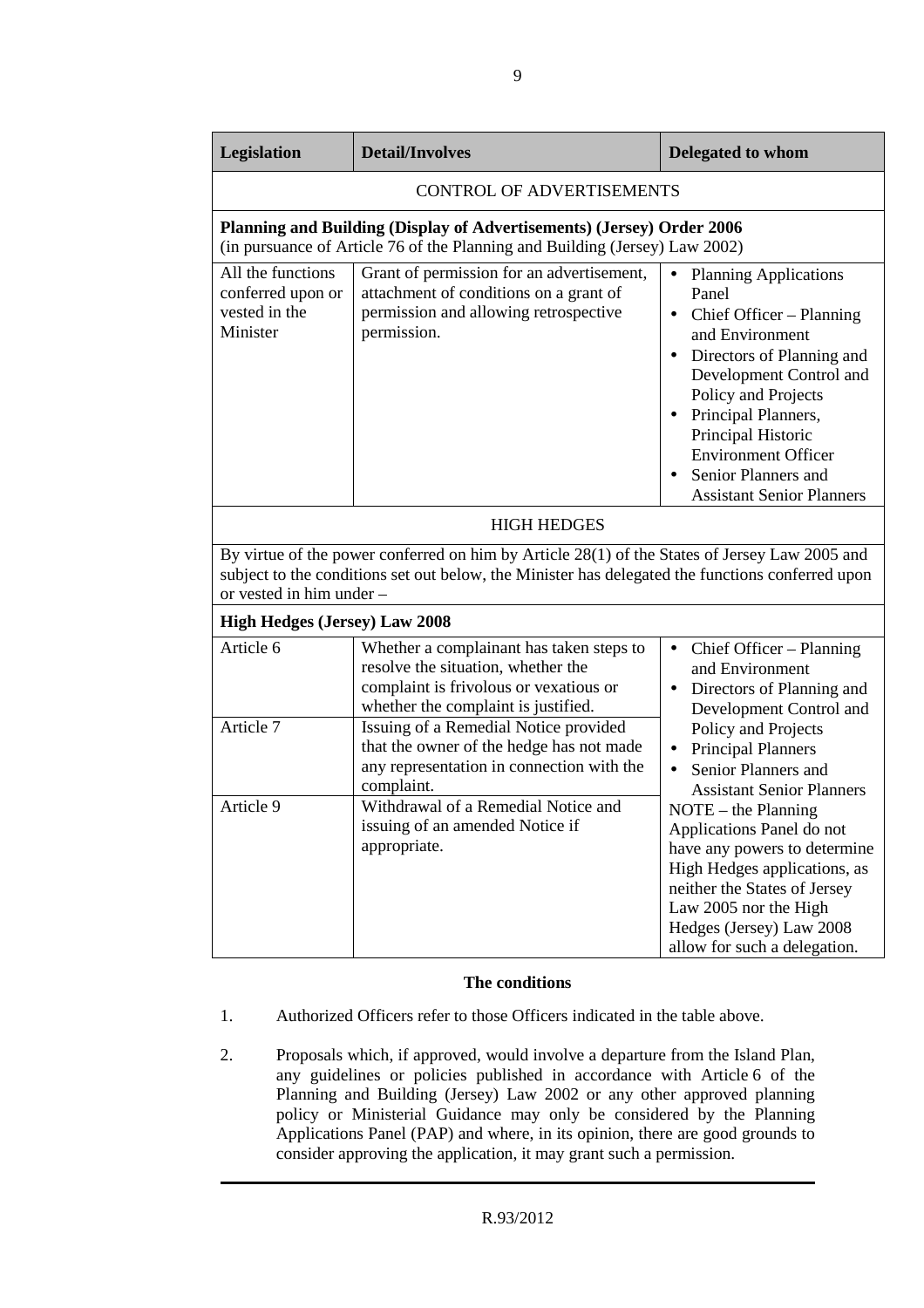| Legislation | Detail/Involves | Delegated to whom |
|---|---|---|
| CONTROL OF ADVERTISEMENTS | | |
| **Planning and Building (Display of Advertisements) (Jersey) Order 2006** (in pursuance of Article 76 of the Planning and Building (Jersey) Law 2002) | | |
| All the functions conferred upon or vested in the Minister | Grant of permission for an advertisement, attachment of conditions on a grant of permission and allowing retrospective permission. | • Planning Applications Panel<br>• Chief Officer – Planning and Environment<br>• Directors of Planning and Development Control and Policy and Projects<br>• Principal Planners, Principal Historic Environment Officer<br>• Senior Planners and Assistant Senior Planners |
| HIGH HEDGES | | |
| By virtue of the power conferred on him by Article 28(1) of the States of Jersey Law 2005 and subject to the conditions set out below, the Minister has delegated the functions conferred upon or vested in him under – | | |
| **High Hedges (Jersey) Law 2008** | | |
| Article 6 | Whether a complainant has taken steps to resolve the situation, whether the complaint is frivolous or vexatious or whether the complaint is justified. | • Chief Officer – Planning and Environment<br>• Directors of Planning and Development Control and Policy and Projects<br>• Principal Planners<br>• Senior Planners and Assistant Senior Planners<br>NOTE – the Planning Applications Panel do not have any powers to determine High Hedges applications, as neither the States of Jersey Law 2005 nor the High Hedges (Jersey) Law 2008 allow for such a delegation. |
| Article 7 | Issuing of a Remedial Notice provided that the owner of the hedge has not made any representation in connection with the complaint. | |
| Article 9 | Withdrawal of a Remedial Notice and issuing of an amended Notice if appropriate. | |

**The conditions**

1. Authorized Officers refer to those Officers indicated in the table above.

2. Proposals which, if approved, would involve a departure from the Island Plan, any guidelines or policies published in accordance with Article 6 of the Planning and Building (Jersey) Law 2002 or any other approved planning policy or Ministerial Guidance may only be considered by the Planning Applications Panel (PAP) and where, in its opinion, there are good grounds to consider approving the application, it may grant such a permission.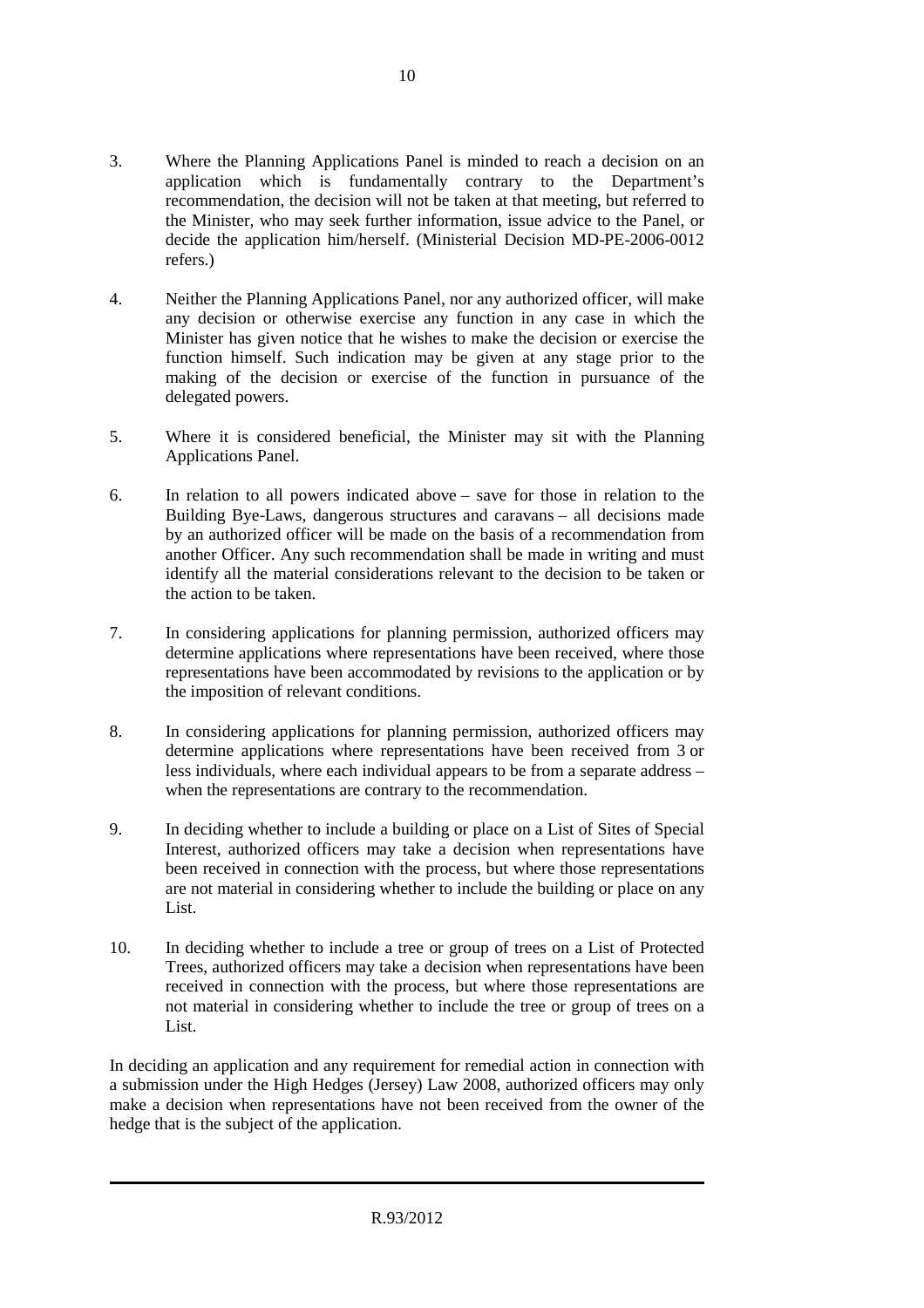3. Where the Planning Applications Panel is minded to reach a decision on an application which is fundamentally contrary to the Department's recommendation, the decision will not be taken at that meeting, but referred to the Minister, who may seek further information, issue advice to the Panel, or decide the application him/herself. (Ministerial Decision MD-PE-2006-0012 refers.)

4. Neither the Planning Applications Panel, nor any authorized officer, will make any decision or otherwise exercise any function in any case in which the Minister has given notice that he wishes to make the decision or exercise the function himself. Such indication may be given at any stage prior to the making of the decision or exercise of the function in pursuance of the delegated powers.

5. Where it is considered beneficial, the Minister may sit with the Planning Applications Panel.

6. In relation to all powers indicated above – save for those in relation to the Building Bye-Laws, dangerous structures and caravans – all decisions made by an authorized officer will be made on the basis of a recommendation from another Officer. Any such recommendation shall be made in writing and must identify all the material considerations relevant to the decision to be taken or the action to be taken.

7. In considering applications for planning permission, authorized officers may determine applications where representations have been received, where those representations have been accommodated by revisions to the application or by the imposition of relevant conditions.

8. In considering applications for planning permission, authorized officers may determine applications where representations have been received from 3 or less individuals, where each individual appears to be from a separate address – when the representations are contrary to the recommendation.

9. In deciding whether to include a building or place on a List of Sites of Special Interest, authorized officers may take a decision when representations have been received in connection with the process, but where those representations are not material in considering whether to include the building or place on any List.

10. In deciding whether to include a tree or group of trees on a List of Protected Trees, authorized officers may take a decision when representations have been received in connection with the process, but where those representations are not material in considering whether to include the tree or group of trees on a List.

In deciding an application and any requirement for remedial action in connection with a submission under the High Hedges (Jersey) Law 2008, authorized officers may only make a decision when representations have not been received from the owner of the hedge that is the subject of the application.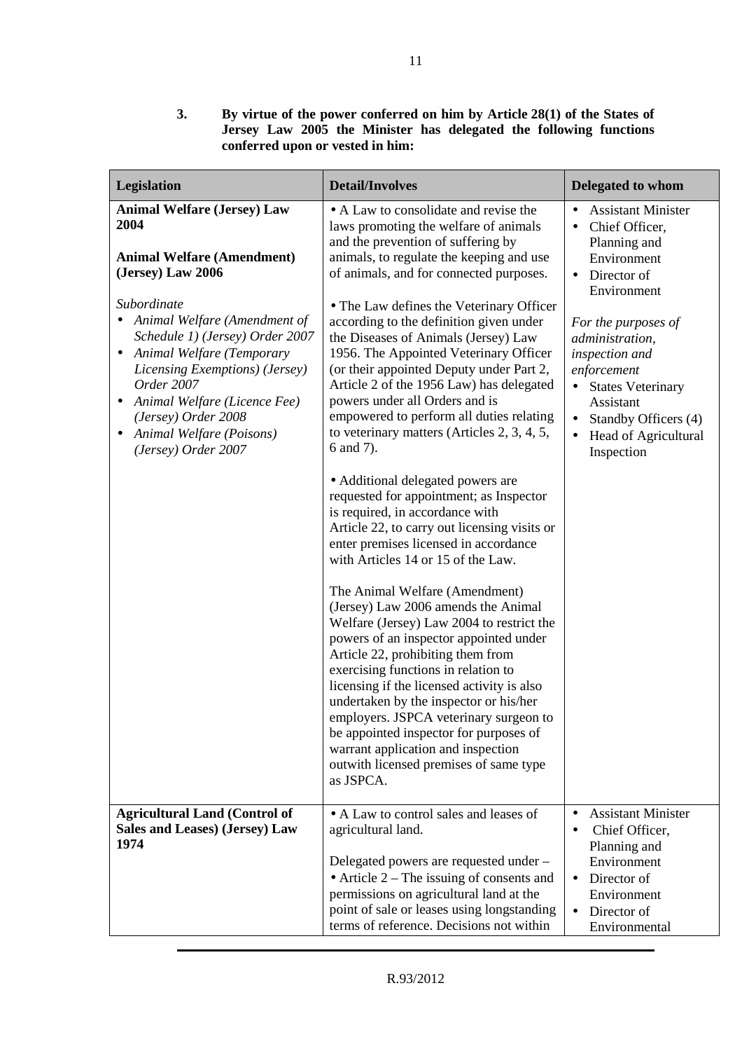**3. By virtue of the power conferred on him by Article 28(1) of the States of Jersey Law 2005 the Minister has delegated the following functions conferred upon or vested in him:**

| Legislation | Detail/Involves | Delegated to whom |
|---|---|---|
| **Animal Welfare (Jersey) Law 2004**<br><br>**Animal Welfare (Amendment) (Jersey) Law 2006**<br><br>*Subordinate*<br>• *Animal Welfare (Amendment of Schedule 1) (Jersey) Order 2007*<br>• *Animal Welfare (Temporary Licensing Exemptions) (Jersey) Order 2007*<br>• *Animal Welfare (Licence Fee) (Jersey) Order 2008*<br>• *Animal Welfare (Poisons) (Jersey) Order 2007* | • A Law to consolidate and revise the laws promoting the welfare of animals and the prevention of suffering by animals, to regulate the keeping and use of animals, and for connected purposes.<br><br>• The Law defines the Veterinary Officer according to the definition given under the Diseases of Animals (Jersey) Law 1956. The Appointed Veterinary Officer (or their appointed Deputy under Part 2, Article 2 of the 1956 Law) has delegated powers under all Orders and is empowered to perform all duties relating to veterinary matters (Articles 2, 3, 4, 5, 6 and 7).<br><br>• Additional delegated powers are requested for appointment; as Inspector is required, in accordance with Article 22, to carry out licensing visits or enter premises licensed in accordance with Articles 14 or 15 of the Law.<br><br>The Animal Welfare (Amendment) (Jersey) Law 2006 amends the Animal Welfare (Jersey) Law 2004 to restrict the powers of an inspector appointed under Article 22, prohibiting them from exercising functions in relation to licensing if the licensed activity is also undertaken by the inspector or his/her employers. JSPCA veterinary surgeon to be appointed inspector for purposes of warrant application and inspection outwith licensed premises of same type as JSPCA. | • Assistant Minister<br>• Chief Officer, Planning and Environment<br>• Director of Environment<br><br>*For the purposes of administration, inspection and enforcement*<br>• States Veterinary Assistant<br>• Standby Officers (4)<br>• Head of Agricultural Inspection |
| **Agricultural Land (Control of Sales and Leases) (Jersey) Law 1974** | • A Law to control sales and leases of agricultural land.<br><br>Delegated powers are requested under –<br>• Article 2 – The issuing of consents and permissions on agricultural land at the point of sale or leases using longstanding terms of reference. Decisions not within | • Assistant Minister<br>• Chief Officer, Planning and Environment<br>• Director of Environment<br>• Director of Environmental |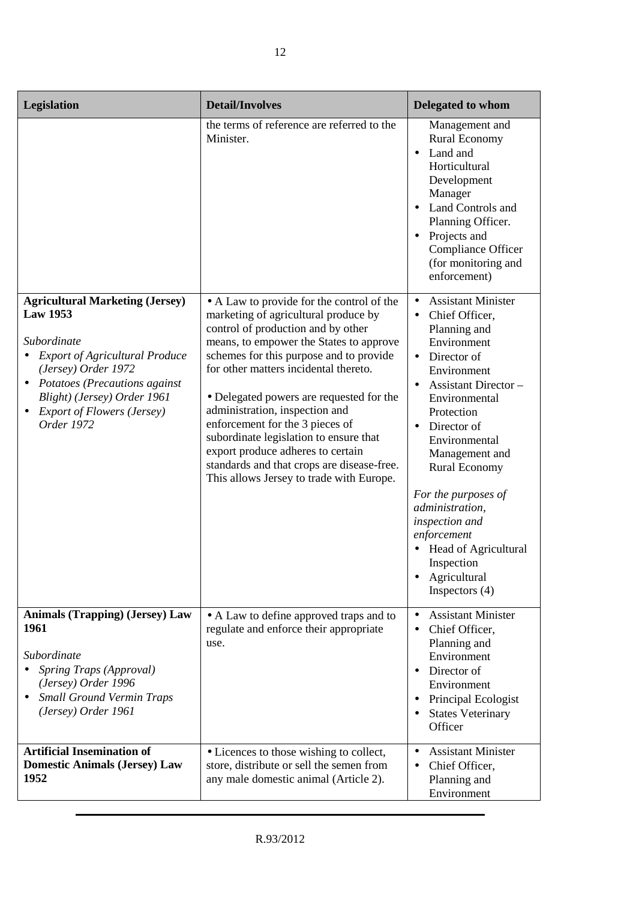| Legislation | Detail/Involves | Delegated to whom |
|---|---|---|
| | the terms of reference are referred to the Minister. | Management and Rural Economy<br>• Land and Horticultural Development Manager<br>• Land Controls and Planning Officer.<br>• Projects and Compliance Officer (for monitoring and enforcement) |
| **Agricultural Marketing (Jersey) Law 1953**<br><br>*Subordinate*<br>• *Export of Agricultural Produce (Jersey) Order 1972*<br>• *Potatoes (Precautions against Blight) (Jersey) Order 1961*<br>• *Export of Flowers (Jersey) Order 1972* | • A Law to provide for the control of the marketing of agricultural produce by control of production and by other means, to empower the States to approve schemes for this purpose and to provide for other matters incidental thereto.<br><br>• Delegated powers are requested for the administration, inspection and enforcement for the 3 pieces of subordinate legislation to ensure that export produce adheres to certain standards and that crops are disease-free. This allows Jersey to trade with Europe. | • Assistant Minister<br>• Chief Officer, Planning and Environment<br>• Director of Environment<br>• Assistant Director – Environmental Protection<br>• Director of Environmental Management and Rural Economy<br><br>*For the purposes of administration, inspection and enforcement*<br>• Head of Agricultural Inspection<br>• Agricultural Inspectors (4) |
| **Animals (Trapping) (Jersey) Law 1961**<br><br>*Subordinate*<br>• *Spring Traps (Approval) (Jersey) Order 1996*<br>• *Small Ground Vermin Traps (Jersey) Order 1961* | • A Law to define approved traps and to regulate and enforce their appropriate use. | • Assistant Minister<br>• Chief Officer, Planning and Environment<br>• Director of Environment<br>• Principal Ecologist<br>• States Veterinary Officer |
| **Artificial Insemination of Domestic Animals (Jersey) Law 1952** | • Licences to those wishing to collect, store, distribute or sell the semen from any male domestic animal (Article 2). | • Assistant Minister<br>• Chief Officer, Planning and Environment |

R.93/2012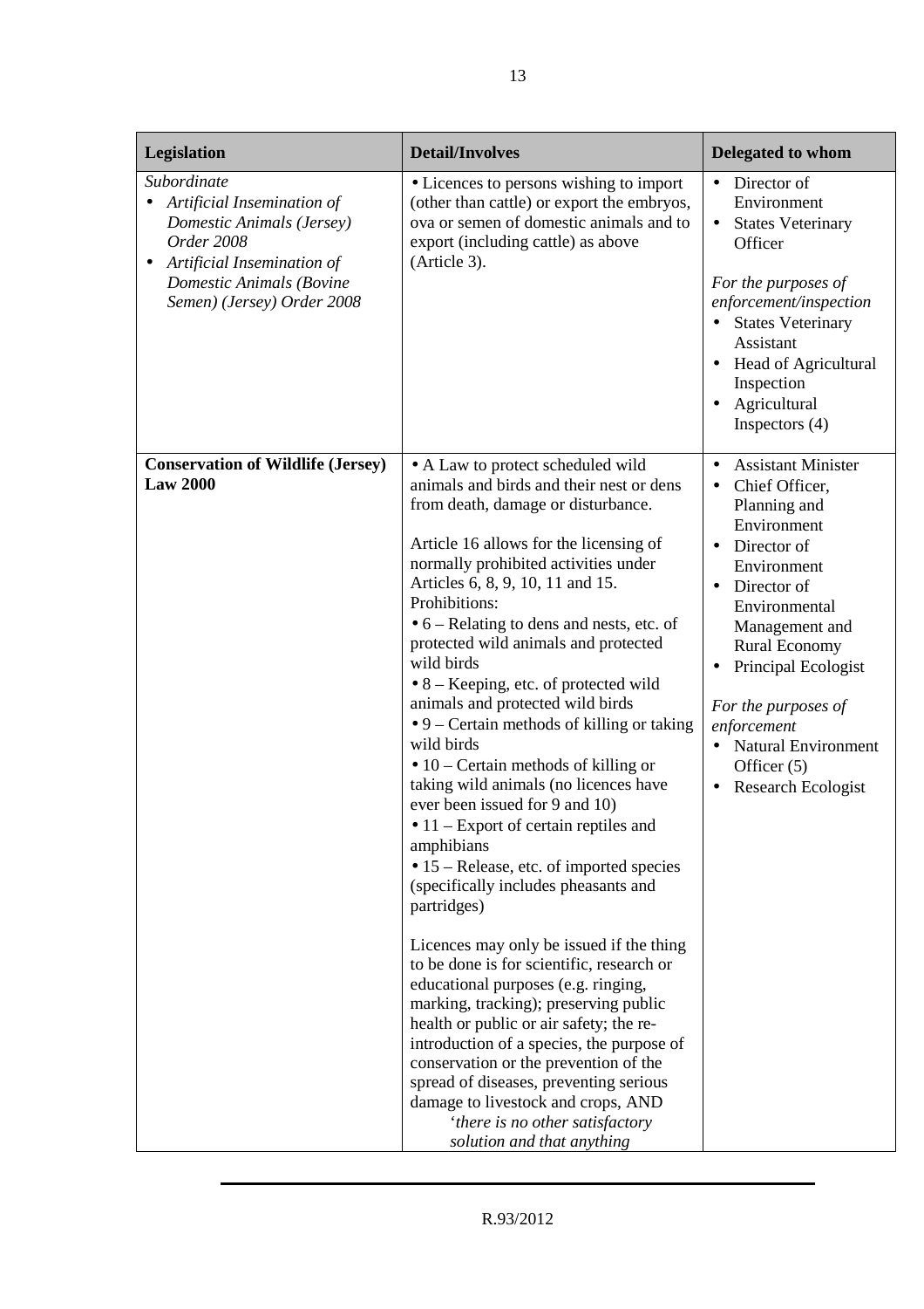| Legislation | Detail/Involves | Delegated to whom |
|---|---|---|
| *Subordinate*<br>• *Artificial Insemination of Domestic Animals (Jersey) Order 2008*<br>• *Artificial Insemination of Domestic Animals (Bovine Semen) (Jersey) Order 2008* | • Licences to persons wishing to import (other than cattle) or export the embryos, ova or semen of domestic animals and to export (including cattle) as above (Article 3). | • Director of Environment<br>• States Veterinary Officer<br><br>*For the purposes of enforcement/inspection*<br>• States Veterinary Assistant<br>• Head of Agricultural Inspection<br>• Agricultural Inspectors (4) |
| **Conservation of Wildlife (Jersey) Law 2000** | • A Law to protect scheduled wild animals and birds and their nest or dens from death, damage or disturbance.<br><br>Article 16 allows for the licensing of normally prohibited activities under Articles 6, 8, 9, 10, 11 and 15.<br>Prohibitions:<br>• 6 – Relating to dens and nests, etc. of protected wild animals and protected wild birds<br>• 8 – Keeping, etc. of protected wild animals and protected wild birds<br>• 9 – Certain methods of killing or taking wild birds<br>• 10 – Certain methods of killing or taking wild animals (no licences have ever been issued for 9 and 10)<br>• 11 – Export of certain reptiles and amphibians<br>• 15 – Release, etc. of imported species (specifically includes pheasants and partridges)<br><br>Licences may only be issued if the thing to be done is for scientific, research or educational purposes (e.g. ringing, marking, tracking); preserving public health or public or air safety; the re-introduction of a species, the purpose of conservation or the prevention of the spread of diseases, preventing serious damage to livestock and crops, AND<br>*'there is no other satisfactory solution and that anything* | • Assistant Minister<br>• Chief Officer, Planning and Environment<br>• Director of Environment<br>• Director of Environmental Management and Rural Economy<br>• Principal Ecologist<br><br>*For the purposes of enforcement*<br>• Natural Environment Officer (5)<br>• Research Ecologist |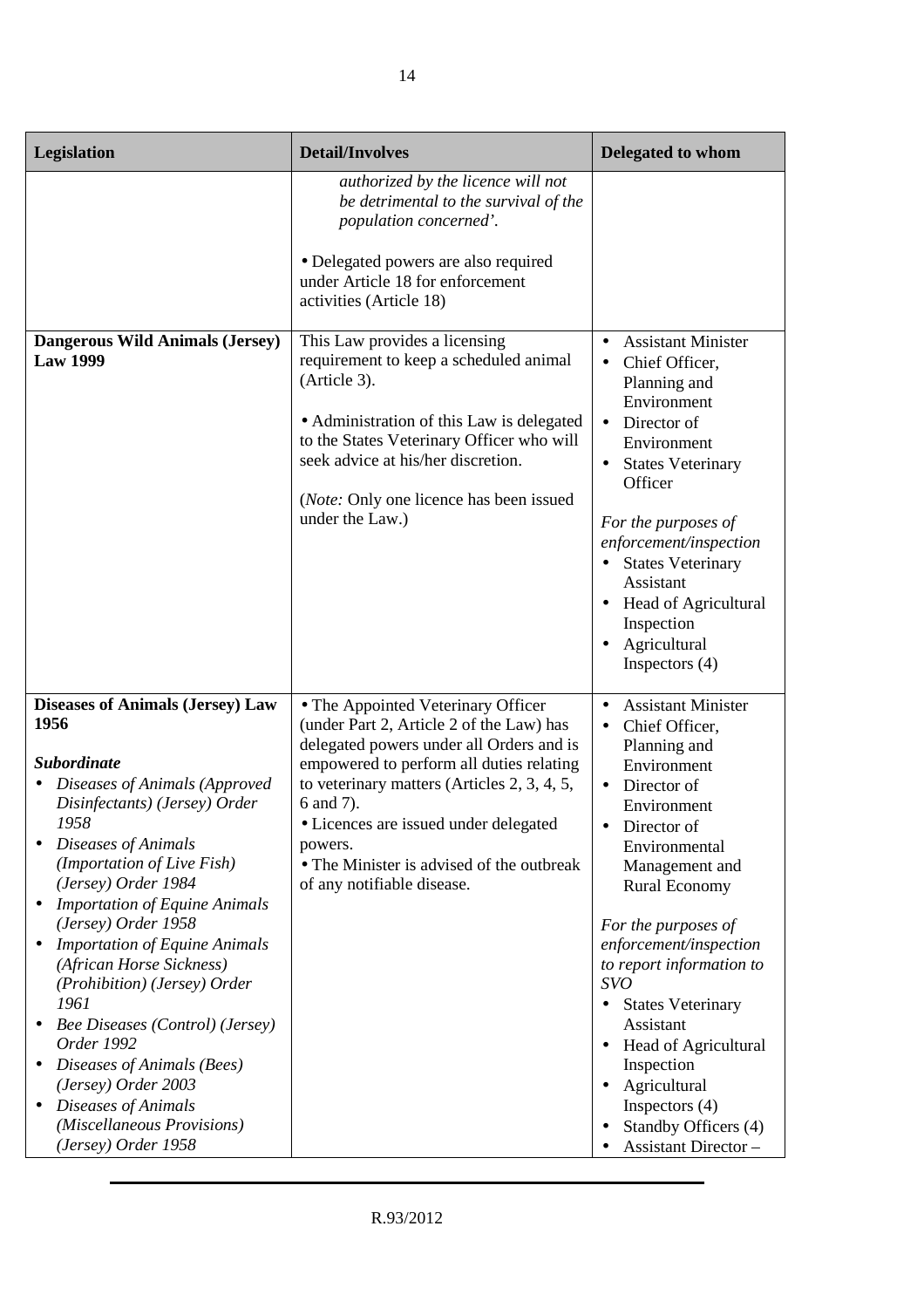| Legislation | Detail/Involves | Delegated to whom |
|---|---|---|
| | *authorized by the licence will not be detrimental to the survival of the population concerned'.*<br><br>• Delegated powers are also required under Article 18 for enforcement activities (Article 18) | |
| **Dangerous Wild Animals (Jersey) Law 1999** | This Law provides a licensing requirement to keep a scheduled animal (Article 3).<br><br>• Administration of this Law is delegated to the States Veterinary Officer who will seek advice at his/her discretion.<br><br>(*Note:* Only one licence has been issued under the Law.) | • Assistant Minister<br>• Chief Officer, Planning and Environment<br>• Director of Environment<br>• States Veterinary Officer<br><br>*For the purposes of enforcement/inspection*<br>• States Veterinary Assistant<br>• Head of Agricultural Inspection<br>• Agricultural Inspectors (4) |
| **Diseases of Animals (Jersey) Law 1956**<br><br>***Subordinate***<br>• *Diseases of Animals (Approved Disinfectants) (Jersey) Order 1958*<br>• *Diseases of Animals (Importation of Live Fish) (Jersey) Order 1984*<br>• *Importation of Equine Animals (Jersey) Order 1958*<br>• *Importation of Equine Animals (African Horse Sickness) (Prohibition) (Jersey) Order 1961*<br>• *Bee Diseases (Control) (Jersey) Order 1992*<br>• *Diseases of Animals (Bees) (Jersey) Order 2003*<br>• *Diseases of Animals (Miscellaneous Provisions) (Jersey) Order 1958* | • The Appointed Veterinary Officer (under Part 2, Article 2 of the Law) has delegated powers under all Orders and is empowered to perform all duties relating to veterinary matters (Articles 2, 3, 4, 5, 6 and 7).<br>• Licences are issued under delegated powers.<br>• The Minister is advised of the outbreak of any notifiable disease. | • Assistant Minister<br>• Chief Officer, Planning and Environment<br>• Director of Environment<br>• Director of Environmental Management and Rural Economy<br><br>*For the purposes of enforcement/inspection to report information to SVO*<br>• States Veterinary Assistant<br>• Head of Agricultural Inspection<br>• Agricultural Inspectors (4)<br>• Standby Officers (4)<br>• Assistant Director – |

R.93/2012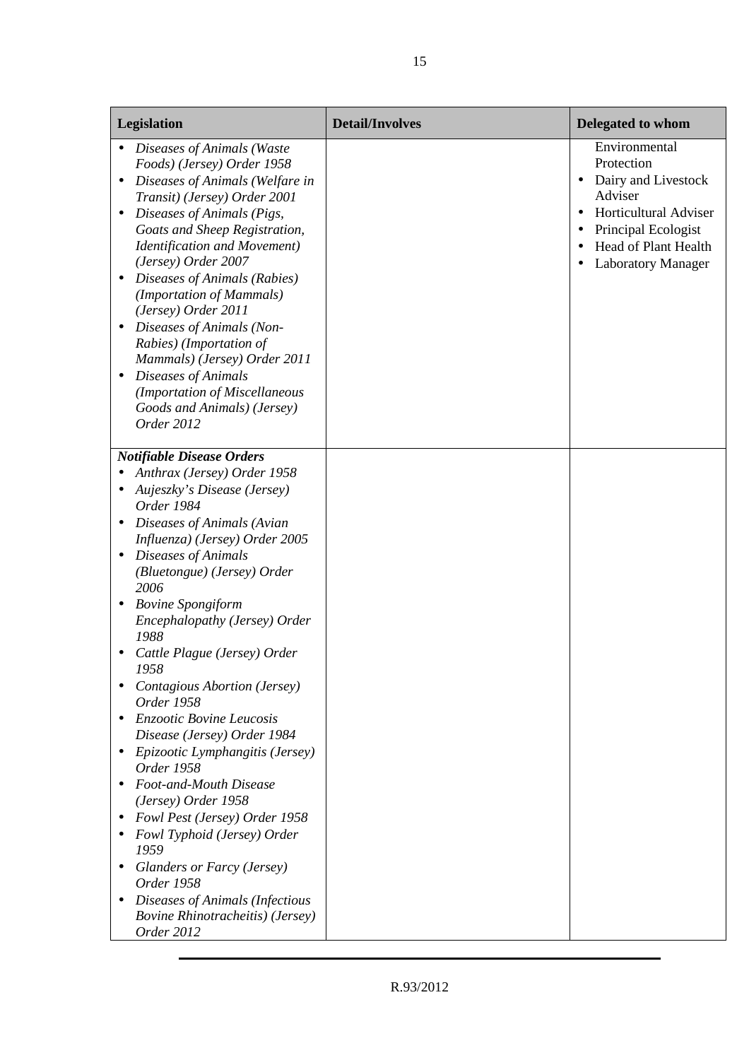| Legislation | Detail/Involves | Delegated to whom |
|---|---|---|
| • *Diseases of Animals (Waste Foods) (Jersey) Order 1958*<br>• *Diseases of Animals (Welfare in Transit) (Jersey) Order 2001*<br>• *Diseases of Animals (Pigs, Goats and Sheep Registration, Identification and Movement) (Jersey) Order 2007*<br>• *Diseases of Animals (Rabies) (Importation of Mammals) (Jersey) Order 2011*<br>• *Diseases of Animals (Non-Rabies) (Importation of Mammals) (Jersey) Order 2011*<br>• *Diseases of Animals (Importation of Miscellaneous Goods and Animals) (Jersey) Order 2012* | | Environmental Protection<br>• Dairy and Livestock Adviser<br>• Horticultural Adviser<br>• Principal Ecologist<br>• Head of Plant Health<br>• Laboratory Manager |
| ***Notifiable Disease Orders***<br>• *Anthrax (Jersey) Order 1958*<br>• *Aujeszky's Disease (Jersey) Order 1984*<br>• *Diseases of Animals (Avian Influenza) (Jersey) Order 2005*<br>• *Diseases of Animals (Bluetongue) (Jersey) Order 2006*<br>• *Bovine Spongiform Encephalopathy (Jersey) Order 1988*<br>• *Cattle Plague (Jersey) Order 1958*<br>• *Contagious Abortion (Jersey) Order 1958*<br>• *Enzootic Bovine Leucosis Disease (Jersey) Order 1984*<br>• *Epizootic Lymphangitis (Jersey) Order 1958*<br>• *Foot-and-Mouth Disease (Jersey) Order 1958*<br>• *Fowl Pest (Jersey) Order 1958*<br>• *Fowl Typhoid (Jersey) Order 1959*<br>• *Glanders or Farcy (Jersey) Order 1958*<br>• *Diseases of Animals (Infectious Bovine Rhinotracheitis) (Jersey) Order 2012* | | |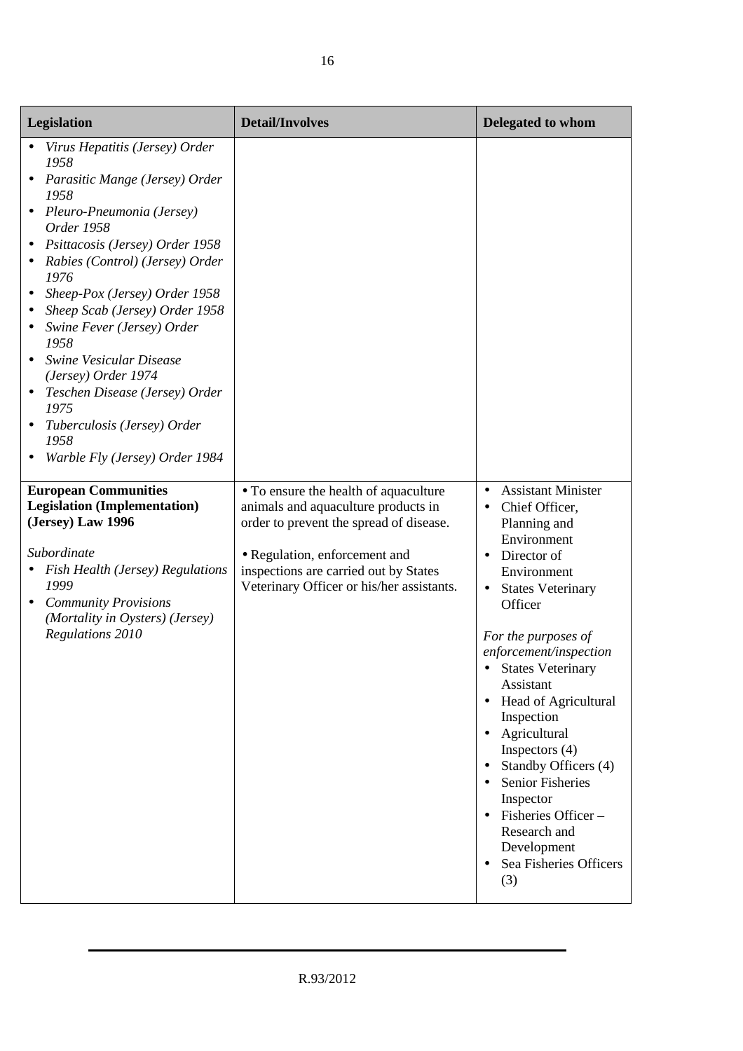| Legislation | Detail/Involves | Delegated to whom |
|---|---|---|
| • *Virus Hepatitis (Jersey) Order 1958*<br>• *Parasitic Mange (Jersey) Order 1958*<br>• *Pleuro-Pneumonia (Jersey) Order 1958*<br>• *Psittacosis (Jersey) Order 1958*<br>• *Rabies (Control) (Jersey) Order 1976*<br>• *Sheep-Pox (Jersey) Order 1958*<br>• *Sheep Scab (Jersey) Order 1958*<br>• *Swine Fever (Jersey) Order 1958*<br>• *Swine Vesicular Disease (Jersey) Order 1974*<br>• *Teschen Disease (Jersey) Order 1975*<br>• *Tuberculosis (Jersey) Order 1958*<br>• *Warble Fly (Jersey) Order 1984* | | |
| **European Communities Legislation (Implementation) (Jersey) Law 1996**<br><br>*Subordinate*<br>• *Fish Health (Jersey) Regulations 1999*<br>• *Community Provisions (Mortality in Oysters) (Jersey) Regulations 2010* | • To ensure the health of aquaculture animals and aquaculture products in order to prevent the spread of disease.<br><br>• Regulation, enforcement and inspections are carried out by States Veterinary Officer or his/her assistants. | • Assistant Minister<br>• Chief Officer, Planning and Environment<br>• Director of Environment<br>• States Veterinary Officer<br><br>*For the purposes of enforcement/inspection*<br>• States Veterinary Assistant<br>• Head of Agricultural Inspection<br>• Agricultural Inspectors (4)<br>• Standby Officers (4)<br>• Senior Fisheries Inspector<br>• Fisheries Officer – Research and Development<br>• Sea Fisheries Officers (3) |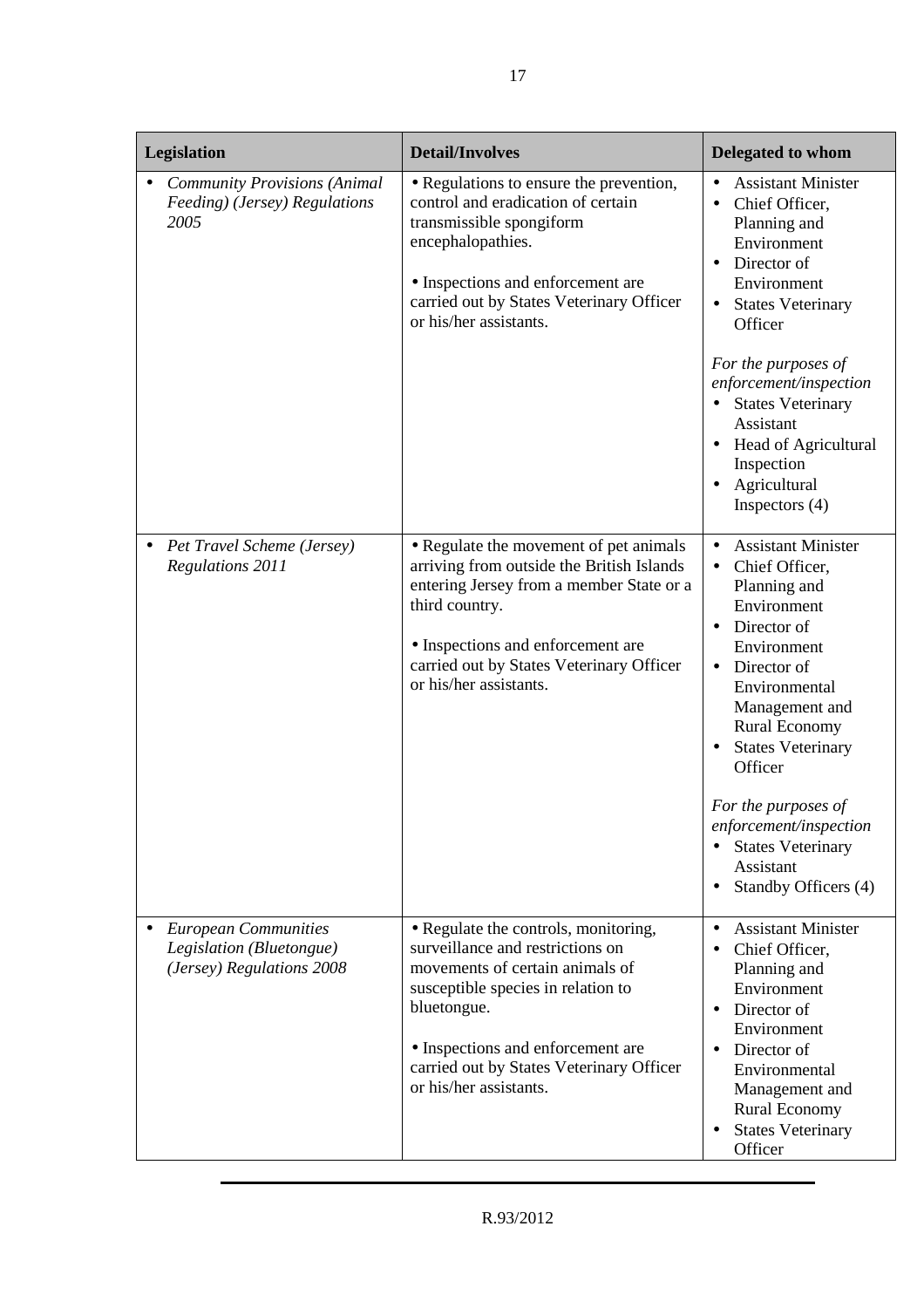| Legislation | Detail/Involves | Delegated to whom |
|---|---|---|
| • *Community Provisions (Animal Feeding) (Jersey) Regulations 2005* | • Regulations to ensure the prevention, control and eradication of certain transmissible spongiform encephalopathies.<br><br>• Inspections and enforcement are carried out by States Veterinary Officer or his/her assistants. | • Assistant Minister<br>• Chief Officer, Planning and Environment<br>• Director of Environment<br>• States Veterinary Officer<br><br>*For the purposes of enforcement/inspection*<br>• States Veterinary Assistant<br>• Head of Agricultural Inspection<br>• Agricultural Inspectors (4) |
| • *Pet Travel Scheme (Jersey) Regulations 2011* | • Regulate the movement of pet animals arriving from outside the British Islands entering Jersey from a member State or a third country.<br><br>• Inspections and enforcement are carried out by States Veterinary Officer or his/her assistants. | • Assistant Minister<br>• Chief Officer, Planning and Environment<br>• Director of Environment<br>• Director of Environmental Management and Rural Economy<br>• States Veterinary Officer<br><br>*For the purposes of enforcement/inspection*<br>• States Veterinary Assistant<br>• Standby Officers (4) |
| • *European Communities Legislation (Bluetongue) (Jersey) Regulations 2008* | • Regulate the controls, monitoring, surveillance and restrictions on movements of certain animals of susceptible species in relation to bluetongue.<br><br>• Inspections and enforcement are carried out by States Veterinary Officer or his/her assistants. | • Assistant Minister<br>• Chief Officer, Planning and Environment<br>• Director of Environment<br>• Director of Environmental Management and Rural Economy<br>• States Veterinary Officer |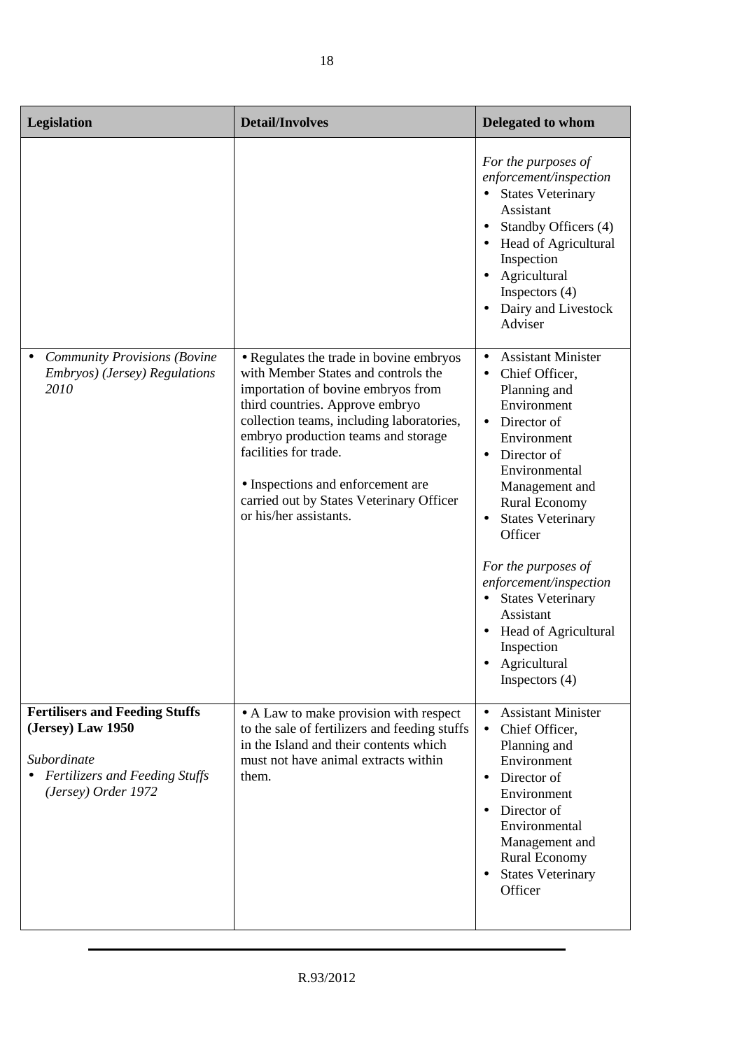| Legislation | Detail/Involves | Delegated to whom |
|---|---|---|
| | | *For the purposes of enforcement/inspection*<br>• States Veterinary Assistant<br>• Standby Officers (4)<br>• Head of Agricultural Inspection<br>• Agricultural Inspectors (4)<br>• Dairy and Livestock Adviser |
| • *Community Provisions (Bovine Embryos) (Jersey) Regulations 2010* | • Regulates the trade in bovine embryos with Member States and controls the importation of bovine embryos from third countries. Approve embryo collection teams, including laboratories, embryo production teams and storage facilities for trade.<br>• Inspections and enforcement are carried out by States Veterinary Officer or his/her assistants. | • Assistant Minister<br>• Chief Officer, Planning and Environment<br>• Director of Environment<br>• Director of Environmental Management and Rural Economy<br>• States Veterinary Officer<br><br>*For the purposes of enforcement/inspection*<br>• States Veterinary Assistant<br>• Head of Agricultural Inspection<br>• Agricultural Inspectors (4) |
| **Fertilisers and Feeding Stuffs (Jersey) Law 1950**<br><br>*Subordinate*<br>• *Fertilizers and Feeding Stuffs (Jersey) Order 1972* | • A Law to make provision with respect to the sale of fertilizers and feeding stuffs in the Island and their contents which must not have animal extracts within them. | • Assistant Minister<br>• Chief Officer, Planning and Environment<br>• Director of Environment<br>• Director of Environmental Management and Rural Economy<br>• States Veterinary Officer |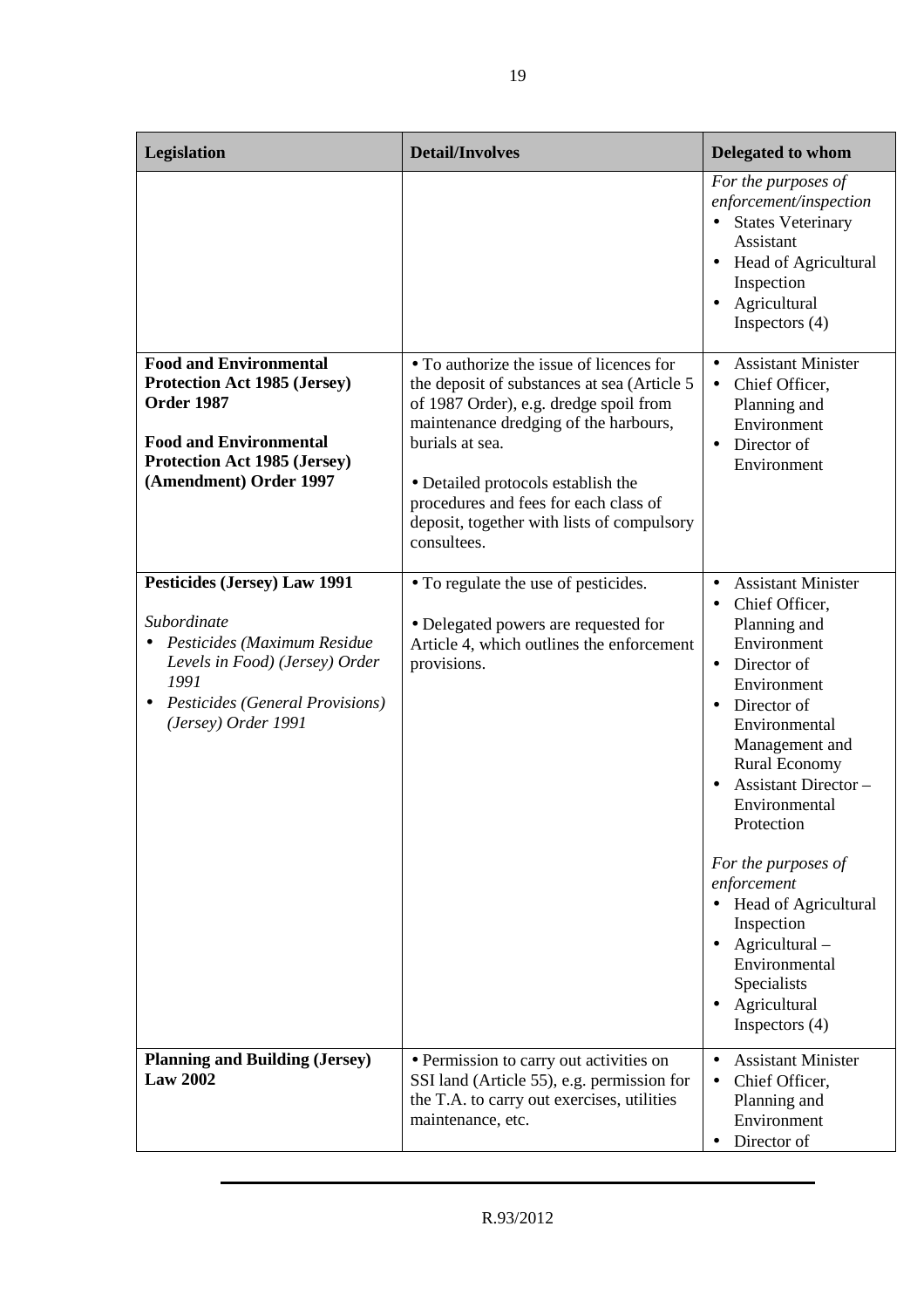| Legislation | Detail/Involves | Delegated to whom |
|---|---|---|
| | | *For the purposes of enforcement/inspection*<br>• States Veterinary Assistant<br>• Head of Agricultural Inspection<br>• Agricultural Inspectors (4) |
| **Food and Environmental Protection Act 1985 (Jersey) Order 1987**<br><br>**Food and Environmental Protection Act 1985 (Jersey) (Amendment) Order 1997** | • To authorize the issue of licences for the deposit of substances at sea (Article 5 of 1987 Order), e.g. dredge spoil from maintenance dredging of the harbours, burials at sea.<br><br>• Detailed protocols establish the procedures and fees for each class of deposit, together with lists of compulsory consultees. | • Assistant Minister<br>• Chief Officer, Planning and Environment<br>• Director of Environment |
| **Pesticides (Jersey) Law 1991**<br><br>*Subordinate*<br>• *Pesticides (Maximum Residue Levels in Food) (Jersey) Order 1991*<br>• *Pesticides (General Provisions) (Jersey) Order 1991* | • To regulate the use of pesticides.<br><br>• Delegated powers are requested for Article 4, which outlines the enforcement provisions. | • Assistant Minister<br>• Chief Officer, Planning and Environment<br>• Director of Environment<br>• Director of Environmental Management and Rural Economy<br>• Assistant Director – Environmental Protection<br><br>*For the purposes of enforcement*<br>• Head of Agricultural Inspection<br>• Agricultural – Environmental Specialists<br>• Agricultural Inspectors (4) |
| **Planning and Building (Jersey) Law 2002** | • Permission to carry out activities on SSI land (Article 55), e.g. permission for the T.A. to carry out exercises, utilities maintenance, etc. | • Assistant Minister<br>• Chief Officer, Planning and Environment<br>• Director of |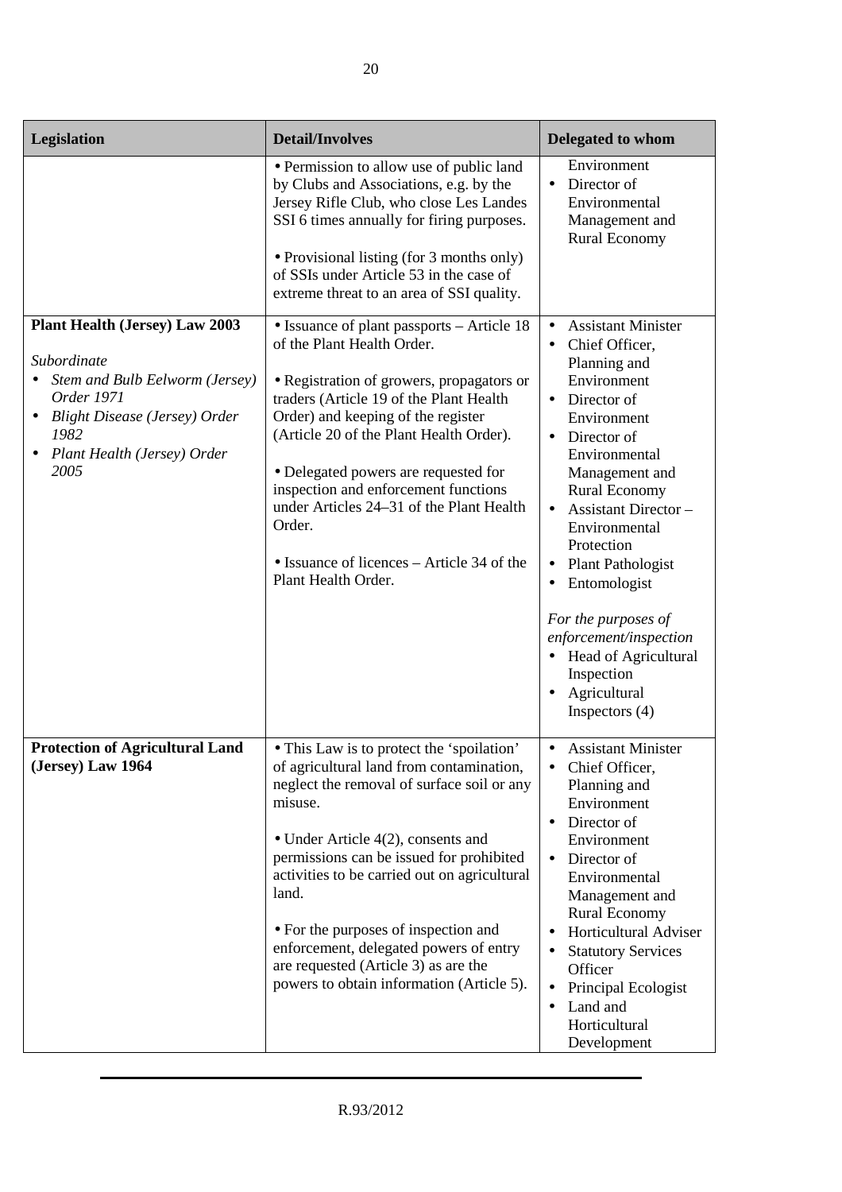| Legislation | Detail/Involves | Delegated to whom |
|---|---|---|
| | • Permission to allow use of public land by Clubs and Associations, e.g. by the Jersey Rifle Club, who close Les Landes SSI 6 times annually for firing purposes.<br><br>• Provisional listing (for 3 months only) of SSIs under Article 53 in the case of extreme threat to an area of SSI quality. | Environment<br>• Director of Environmental Management and Rural Economy |
| **Plant Health (Jersey) Law 2003**<br><br>*Subordinate*<br>• *Stem and Bulb Eelworm (Jersey) Order 1971*<br>• *Blight Disease (Jersey) Order 1982*<br>• *Plant Health (Jersey) Order 2005* | • Issuance of plant passports – Article 18 of the Plant Health Order.<br><br>• Registration of growers, propagators or traders (Article 19 of the Plant Health Order) and keeping of the register (Article 20 of the Plant Health Order).<br><br>• Delegated powers are requested for inspection and enforcement functions under Articles 24–31 of the Plant Health Order.<br><br>• Issuance of licences – Article 34 of the Plant Health Order. | • Assistant Minister<br>• Chief Officer, Planning and Environment<br>• Director of Environment<br>• Director of Environmental Management and Rural Economy<br>• Assistant Director – Environmental Protection<br>• Plant Pathologist<br>• Entomologist<br><br>*For the purposes of enforcement/inspection*<br>• Head of Agricultural Inspection<br>• Agricultural Inspectors (4) |
| **Protection of Agricultural Land (Jersey) Law 1964** | • This Law is to protect the 'spoilation' of agricultural land from contamination, neglect the removal of surface soil or any misuse.<br><br>• Under Article 4(2), consents and permissions can be issued for prohibited activities to be carried out on agricultural land.<br><br>• For the purposes of inspection and enforcement, delegated powers of entry are requested (Article 3) as are the powers to obtain information (Article 5). | • Assistant Minister<br>• Chief Officer, Planning and Environment<br>• Director of Environment<br>• Director of Environmental Management and Rural Economy<br>• Horticultural Adviser<br>• Statutory Services Officer<br>• Principal Ecologist<br>• Land and Horticultural Development |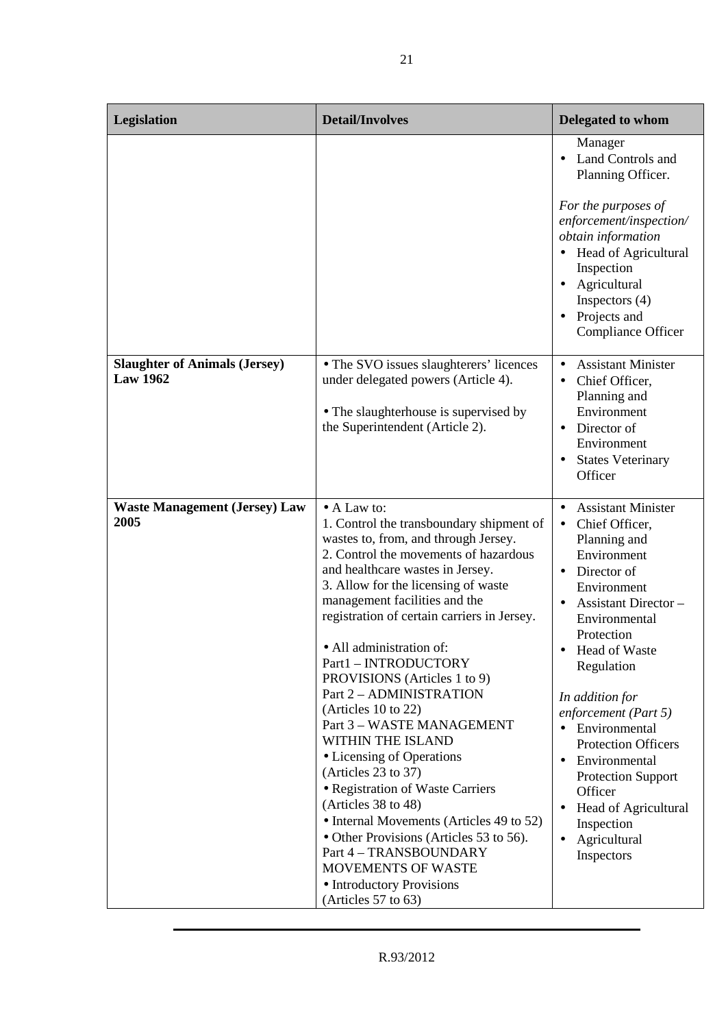| Legislation | Detail/Involves | Delegated to whom |
|---|---|---|
| | | Manager<br>• Land Controls and Planning Officer.<br><br>*For the purposes of enforcement/inspection/ obtain information*<br>• Head of Agricultural Inspection<br>• Agricultural Inspectors (4)<br>• Projects and Compliance Officer |
| **Slaughter of Animals (Jersey) Law 1962** | • The SVO issues slaughterers' licences under delegated powers (Article 4).<br><br>• The slaughterhouse is supervised by the Superintendent (Article 2). | • Assistant Minister<br>• Chief Officer, Planning and Environment<br>• Director of Environment<br>• States Veterinary Officer |
| **Waste Management (Jersey) Law 2005** | • A Law to:<br>1. Control the transboundary shipment of wastes to, from, and through Jersey.<br>2. Control the movements of hazardous and healthcare wastes in Jersey.<br>3. Allow for the licensing of waste management facilities and the registration of certain carriers in Jersey.<br><br>• All administration of:<br>Part1 – INTRODUCTORY PROVISIONS (Articles 1 to 9)<br>Part 2 – ADMINISTRATION (Articles 10 to 22)<br>Part 3 – WASTE MANAGEMENT WITHIN THE ISLAND<br>• Licensing of Operations (Articles 23 to 37)<br>• Registration of Waste Carriers (Articles 38 to 48)<br>• Internal Movements (Articles 49 to 52)<br>• Other Provisions (Articles 53 to 56).<br>Part 4 – TRANSBOUNDARY MOVEMENTS OF WASTE<br>• Introductory Provisions (Articles 57 to 63) | • Assistant Minister<br>• Chief Officer, Planning and Environment<br>• Director of Environment<br>• Assistant Director – Environmental Protection<br>• Head of Waste Regulation<br><br>*In addition for enforcement (Part 5)*<br>• Environmental Protection Officers<br>• Environmental Protection Support Officer<br>• Head of Agricultural Inspection<br>• Agricultural Inspectors |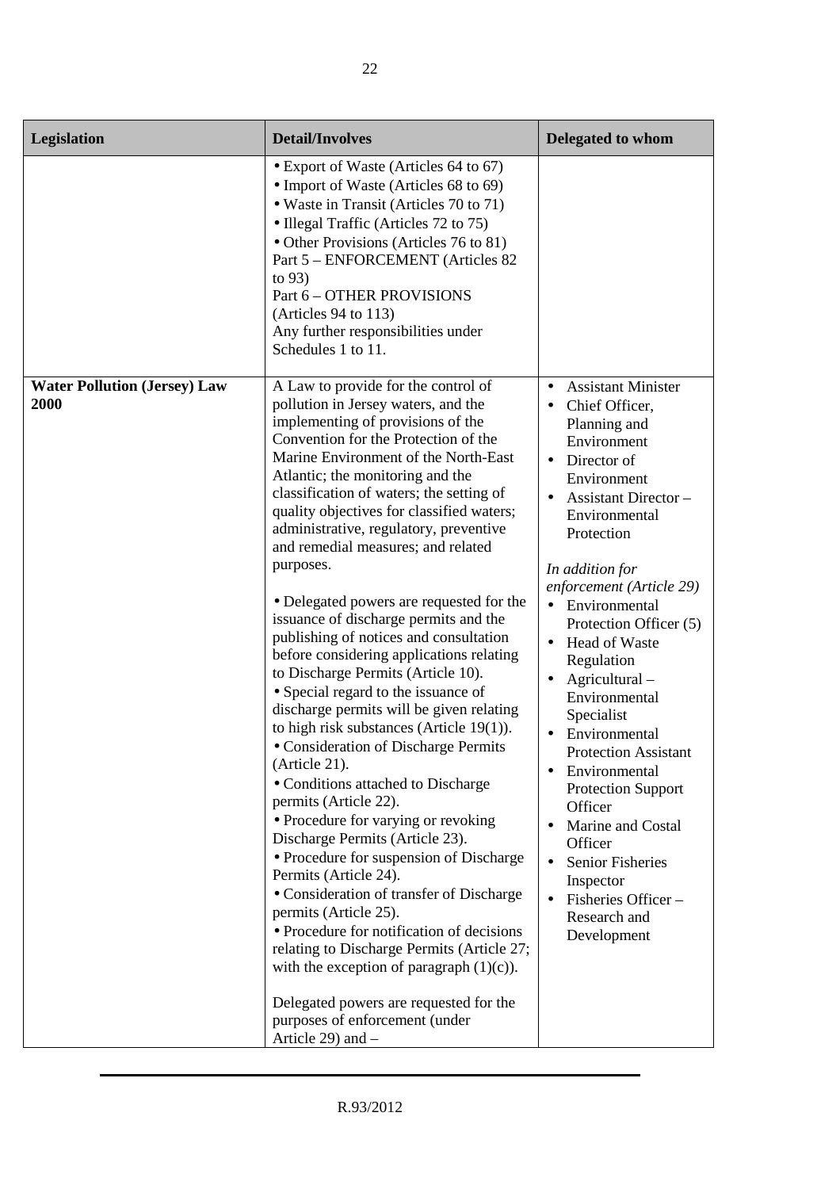| Legislation | Detail/Involves | Delegated to whom |
|---|---|---|
| | • Export of Waste (Articles 64 to 67)<br>• Import of Waste (Articles 68 to 69)<br>• Waste in Transit (Articles 70 to 71)<br>• Illegal Traffic (Articles 72 to 75)<br>• Other Provisions (Articles 76 to 81)<br>Part 5 – ENFORCEMENT (Articles 82 to 93)<br>Part 6 – OTHER PROVISIONS (Articles 94 to 113)<br>Any further responsibilities under Schedules 1 to 11. | |
| **Water Pollution (Jersey) Law 2000** | A Law to provide for the control of pollution in Jersey waters, and the implementing of provisions of the Convention for the Protection of the Marine Environment of the North-East Atlantic; the monitoring and the classification of waters; the setting of quality objectives for classified waters; administrative, regulatory, preventive and remedial measures; and related purposes.<br><br>• Delegated powers are requested for the issuance of discharge permits and the publishing of notices and consultation before considering applications relating to Discharge Permits (Article 10).<br>• Special regard to the issuance of discharge permits will be given relating to high risk substances (Article 19(1)).<br>• Consideration of Discharge Permits (Article 21).<br>• Conditions attached to Discharge permits (Article 22).<br>• Procedure for varying or revoking Discharge Permits (Article 23).<br>• Procedure for suspension of Discharge Permits (Article 24).<br>• Consideration of transfer of Discharge permits (Article 25).<br>• Procedure for notification of decisions relating to Discharge Permits (Article 27; with the exception of paragraph (1)(c)).<br><br>Delegated powers are requested for the purposes of enforcement (under Article 29) and – | • Assistant Minister<br>• Chief Officer, Planning and Environment<br>• Director of Environment<br>• Assistant Director – Environmental Protection<br><br>*In addition for enforcement (Article 29)*<br>• Environmental Protection Officer (5)<br>• Head of Waste Regulation<br>• Agricultural – Environmental Specialist<br>• Environmental Protection Assistant<br>• Environmental Protection Support Officer<br>• Marine and Costal Officer<br>• Senior Fisheries Inspector<br>• Fisheries Officer – Research and Development |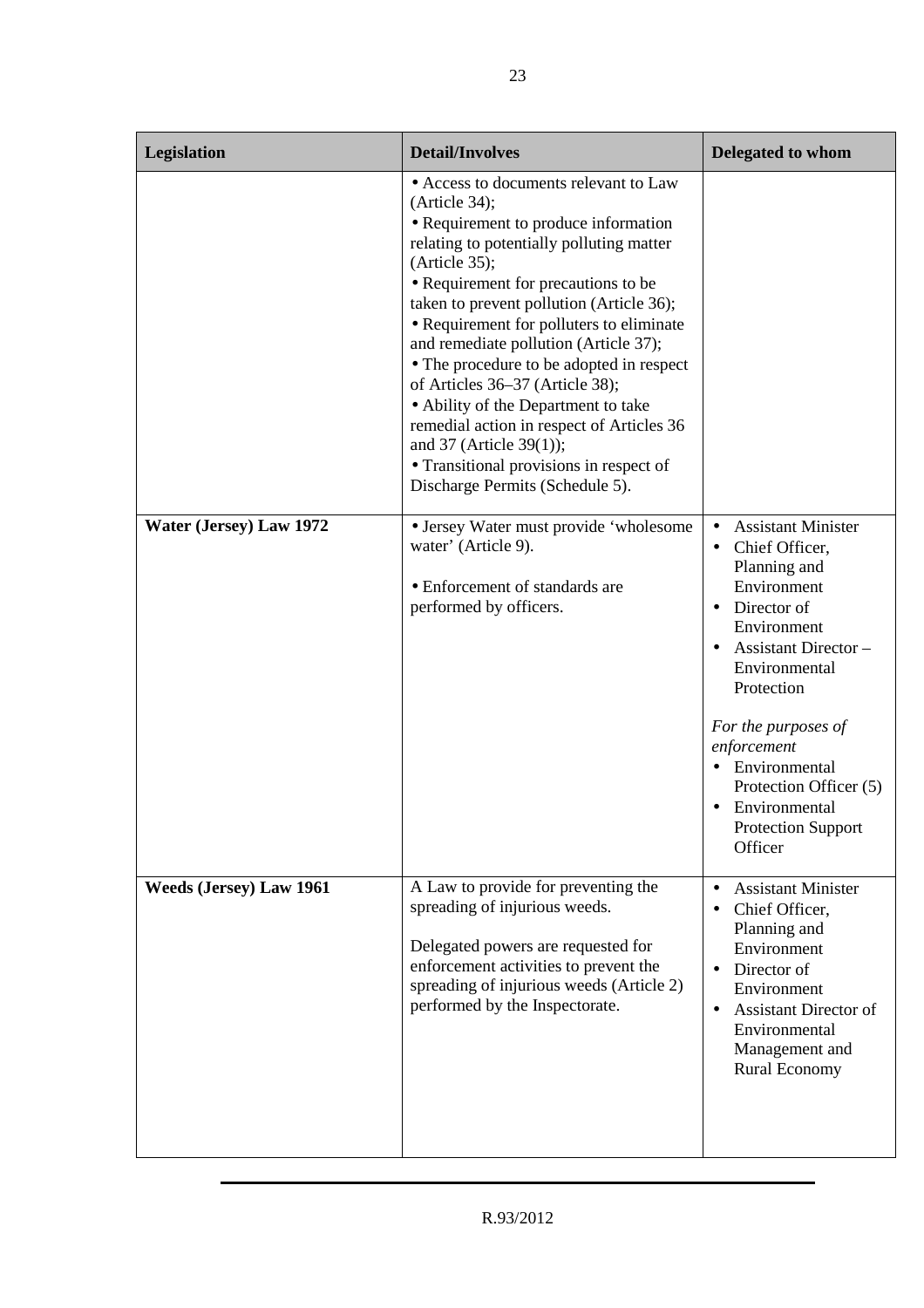| Legislation | Detail/Involves | Delegated to whom |
|---|---|---|
| | • Access to documents relevant to Law (Article 34);<br>• Requirement to produce information relating to potentially polluting matter (Article 35);<br>• Requirement for precautions to be taken to prevent pollution (Article 36);<br>• Requirement for polluters to eliminate and remediate pollution (Article 37);<br>• The procedure to be adopted in respect of Articles 36–37 (Article 38);<br>• Ability of the Department to take remedial action in respect of Articles 36 and 37 (Article 39(1));<br>• Transitional provisions in respect of Discharge Permits (Schedule 5). | |
| **Water (Jersey) Law 1972** | • Jersey Water must provide 'wholesome water' (Article 9).<br><br>• Enforcement of standards are performed by officers. | • Assistant Minister<br>• Chief Officer, Planning and Environment<br>• Director of Environment<br>• Assistant Director – Environmental Protection<br><br>*For the purposes of enforcement*<br>• Environmental Protection Officer (5)<br>• Environmental Protection Support Officer |
| **Weeds (Jersey) Law 1961** | A Law to provide for preventing the spreading of injurious weeds.<br><br>Delegated powers are requested for enforcement activities to prevent the spreading of injurious weeds (Article 2) performed by the Inspectorate. | • Assistant Minister<br>• Chief Officer, Planning and Environment<br>• Director of Environment<br>• Assistant Director of Environmental Management and Rural Economy |

R.93/2012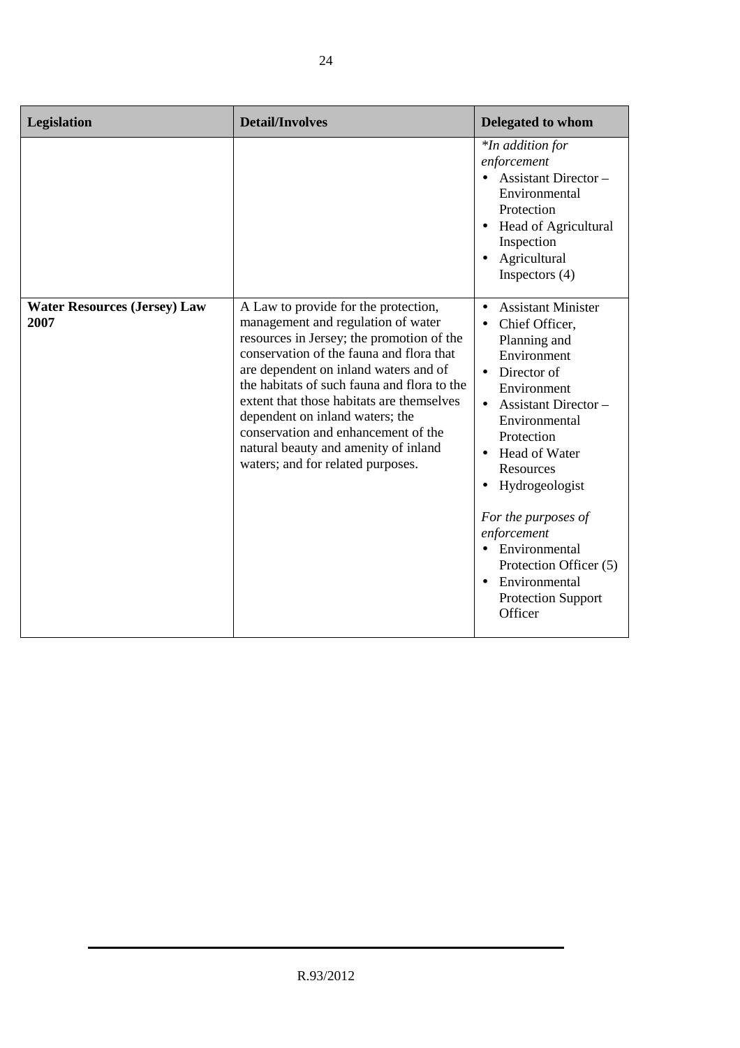| Legislation | Detail/Involves | Delegated to whom |
|---|---|---|
| | | *\*In addition for enforcement*<br>• Assistant Director – Environmental Protection<br>• Head of Agricultural Inspection<br>• Agricultural Inspectors (4) |
| **Water Resources (Jersey) Law 2007** | A Law to provide for the protection, management and regulation of water resources in Jersey; the promotion of the conservation of the fauna and flora that are dependent on inland waters and of the habitats of such fauna and flora to the extent that those habitats are themselves dependent on inland waters; the conservation and enhancement of the natural beauty and amenity of inland waters; and for related purposes. | • Assistant Minister<br>• Chief Officer, Planning and Environment<br>• Director of Environment<br>• Assistant Director – Environmental Protection<br>• Head of Water Resources<br>• Hydrogeologist<br><br>*For the purposes of enforcement*<br>• Environmental Protection Officer (5)<br>• Environmental Protection Support Officer |